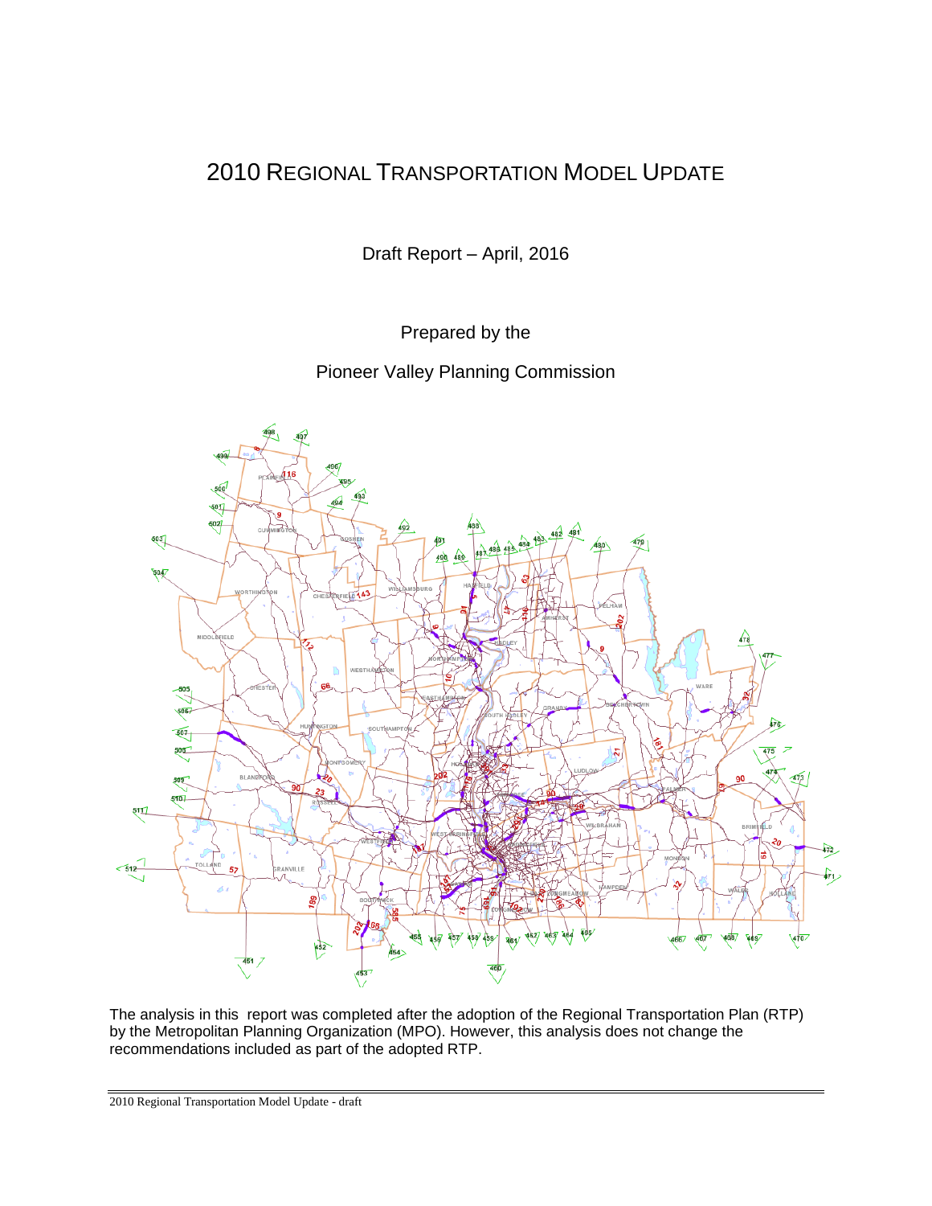# 2010 Regional Transportation Model Update

Draft Report – April, 2016

Prepared by the

Pioneer Valley Planning Commission

The analysis in this report was completed after the adoption of the Regional Transportation Plan (RTP) by the Metropolitan Planning Organization (MPO). However, this analysis does not change the recommendations included as part of the adopted RTP.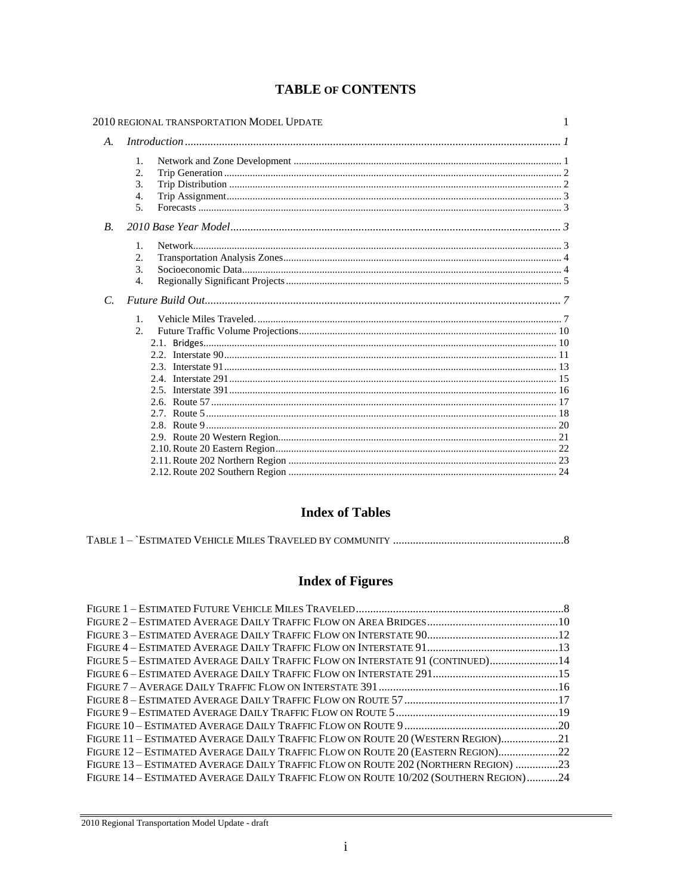# TABLE OF CONTENTS

2010 REGIONAL TRANSPORTATION MODEL UPDATE ..... 1

*A. Introduction* ..... *1*

1. Network and Zone Development ..... 1
2. Trip Generation ..... 2
3. Trip Distribution ..... 2
4. Trip Assignment ..... 3
5. Forecasts ..... 3

*B. 2010 Base Year Model* ..... *3*

1. Network ..... 3
2. Transportation Analysis Zones ..... 4
3. Socioeconomic Data ..... 4
4. Regionally Significant Projects ..... 5

*C. Future Build Out* ..... *7*

1. Vehicle Miles Traveled. ..... 7
2. Future Traffic Volume Projections ..... 10
   - 2.1. Bridges ..... 10
   - 2.2. Interstate 90 ..... 11
   - 2.3. Interstate 91 ..... 13
   - 2.4. Interstate 291 ..... 15
   - 2.5. Interstate 391 ..... 16
   - 2.6. Route 57 ..... 17
   - 2.7. Route 5 ..... 18
   - 2.8. Route 9 ..... 20
   - 2.9. Route 20 Western Region ..... 21
   - 2.10. Route 20 Eastern Region ..... 22
   - 2.11. Route 202 Northern Region ..... 23
   - 2.12. Route 202 Southern Region ..... 24

## Index of Tables

TABLE 1 – `ESTIMATED VEHICLE MILES TRAVELED BY COMMUNITY ..... 8

## Index of Figures

FIGURE 1 – ESTIMATED FUTURE VEHICLE MILES TRAVELED ..... 8
FIGURE 2 – ESTIMATED AVERAGE DAILY TRAFFIC FLOW ON AREA BRIDGES ..... 10
FIGURE 3 – ESTIMATED AVERAGE DAILY TRAFFIC FLOW ON INTERSTATE 90 ..... 12
FIGURE 4 – ESTIMATED AVERAGE DAILY TRAFFIC FLOW ON INTERSTATE 91 ..... 13
FIGURE 5 – ESTIMATED AVERAGE DAILY TRAFFIC FLOW ON INTERSTATE 91 (CONTINUED) ..... 14
FIGURE 6 – ESTIMATED AVERAGE DAILY TRAFFIC FLOW ON INTERSTATE 291 ..... 15
FIGURE 7 – AVERAGE DAILY TRAFFIC FLOW ON INTERSTATE 391 ..... 16
FIGURE 8 – ESTIMATED AVERAGE DAILY TRAFFIC FLOW ON ROUTE 57 ..... 17
FIGURE 9 – ESTIMATED AVERAGE DAILY TRAFFIC FLOW ON ROUTE 5 ..... 19
FIGURE 10 – ESTIMATED AVERAGE DAILY TRAFFIC FLOW ON ROUTE 9 ..... 20
FIGURE 11 – ESTIMATED AVERAGE DAILY TRAFFIC FLOW ON ROUTE 20 (WESTERN REGION) ..... 21
FIGURE 12 – ESTIMATED AVERAGE DAILY TRAFFIC FLOW ON ROUTE 20 (EASTERN REGION) ..... 22
FIGURE 13 – ESTIMATED AVERAGE DAILY TRAFFIC FLOW ON ROUTE 202 (NORTHERN REGION) ..... 23
FIGURE 14 – ESTIMATED AVERAGE DAILY TRAFFIC FLOW ON ROUTE 10/202 (SOUTHERN REGION) ..... 24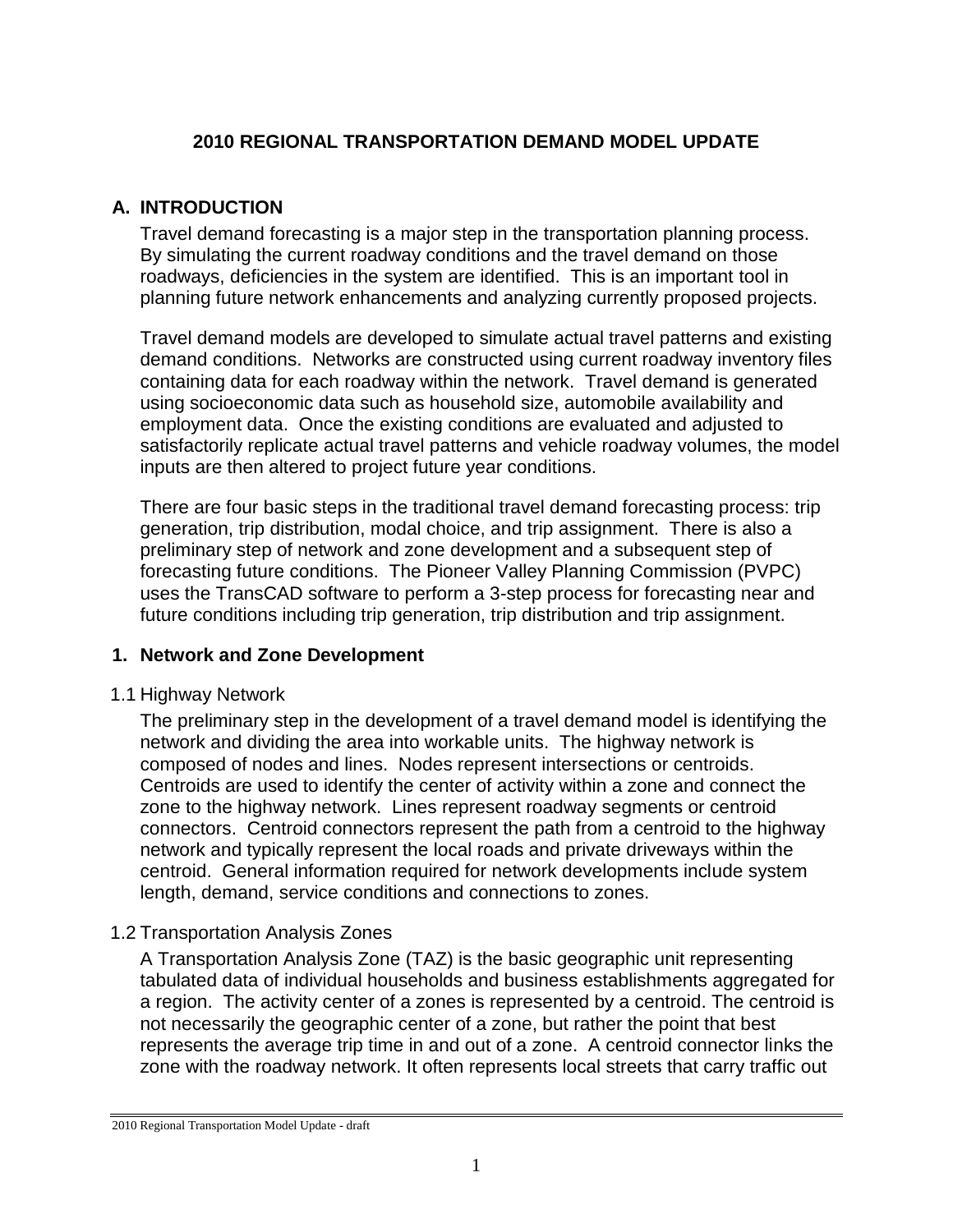# 2010 REGIONAL TRANSPORTATION DEMAND MODEL UPDATE

## A. INTRODUCTION

Travel demand forecasting is a major step in the transportation planning process. By simulating the current roadway conditions and the travel demand on those roadways, deficiencies in the system are identified. This is an important tool in planning future network enhancements and analyzing currently proposed projects.

Travel demand models are developed to simulate actual travel patterns and existing demand conditions. Networks are constructed using current roadway inventory files containing data for each roadway within the network. Travel demand is generated using socioeconomic data such as household size, automobile availability and employment data. Once the existing conditions are evaluated and adjusted to satisfactorily replicate actual travel patterns and vehicle roadway volumes, the model inputs are then altered to project future year conditions.

There are four basic steps in the traditional travel demand forecasting process: trip generation, trip distribution, modal choice, and trip assignment. There is also a preliminary step of network and zone development and a subsequent step of forecasting future conditions. The Pioneer Valley Planning Commission (PVPC) uses the TransCAD software to perform a 3-step process for forecasting near and future conditions including trip generation, trip distribution and trip assignment.

### 1. Network and Zone Development

#### 1.1 Highway Network

The preliminary step in the development of a travel demand model is identifying the network and dividing the area into workable units. The highway network is composed of nodes and lines. Nodes represent intersections or centroids. Centroids are used to identify the center of activity within a zone and connect the zone to the highway network. Lines represent roadway segments or centroid connectors. Centroid connectors represent the path from a centroid to the highway network and typically represent the local roads and private driveways within the centroid. General information required for network developments include system length, demand, service conditions and connections to zones.

#### 1.2 Transportation Analysis Zones

A Transportation Analysis Zone (TAZ) is the basic geographic unit representing tabulated data of individual households and business establishments aggregated for a region. The activity center of a zones is represented by a centroid. The centroid is not necessarily the geographic center of a zone, but rather the point that best represents the average trip time in and out of a zone. A centroid connector links the zone with the roadway network. It often represents local streets that carry traffic out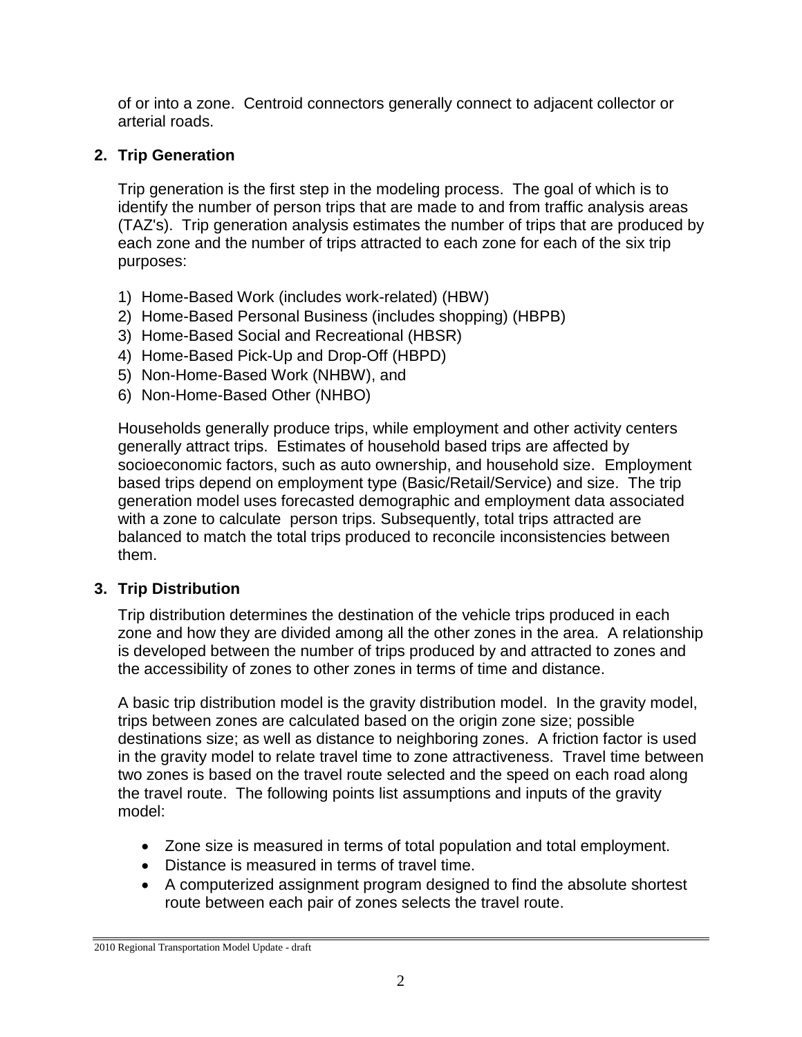of or into a zone. Centroid connectors generally connect to adjacent collector or arterial roads.

## 2. Trip Generation

Trip generation is the first step in the modeling process. The goal of which is to identify the number of person trips that are made to and from traffic analysis areas (TAZ's). Trip generation analysis estimates the number of trips that are produced by each zone and the number of trips attracted to each zone for each of the six trip purposes:

1) Home-Based Work (includes work-related) (HBW)
2) Home-Based Personal Business (includes shopping) (HBPB)
3) Home-Based Social and Recreational (HBSR)
4) Home-Based Pick-Up and Drop-Off (HBPD)
5) Non-Home-Based Work (NHBW), and
6) Non-Home-Based Other (NHBO)

Households generally produce trips, while employment and other activity centers generally attract trips. Estimates of household based trips are affected by socioeconomic factors, such as auto ownership, and household size. Employment based trips depend on employment type (Basic/Retail/Service) and size. The trip generation model uses forecasted demographic and employment data associated with a zone to calculate person trips. Subsequently, total trips attracted are balanced to match the total trips produced to reconcile inconsistencies between them.

## 3. Trip Distribution

Trip distribution determines the destination of the vehicle trips produced in each zone and how they are divided among all the other zones in the area. A relationship is developed between the number of trips produced by and attracted to zones and the accessibility of zones to other zones in terms of time and distance.

A basic trip distribution model is the gravity distribution model. In the gravity model, trips between zones are calculated based on the origin zone size; possible destinations size; as well as distance to neighboring zones. A friction factor is used in the gravity model to relate travel time to zone attractiveness. Travel time between two zones is based on the travel route selected and the speed on each road along the travel route. The following points list assumptions and inputs of the gravity model:

- Zone size is measured in terms of total population and total employment.
- Distance is measured in terms of travel time.
- A computerized assignment program designed to find the absolute shortest route between each pair of zones selects the travel route.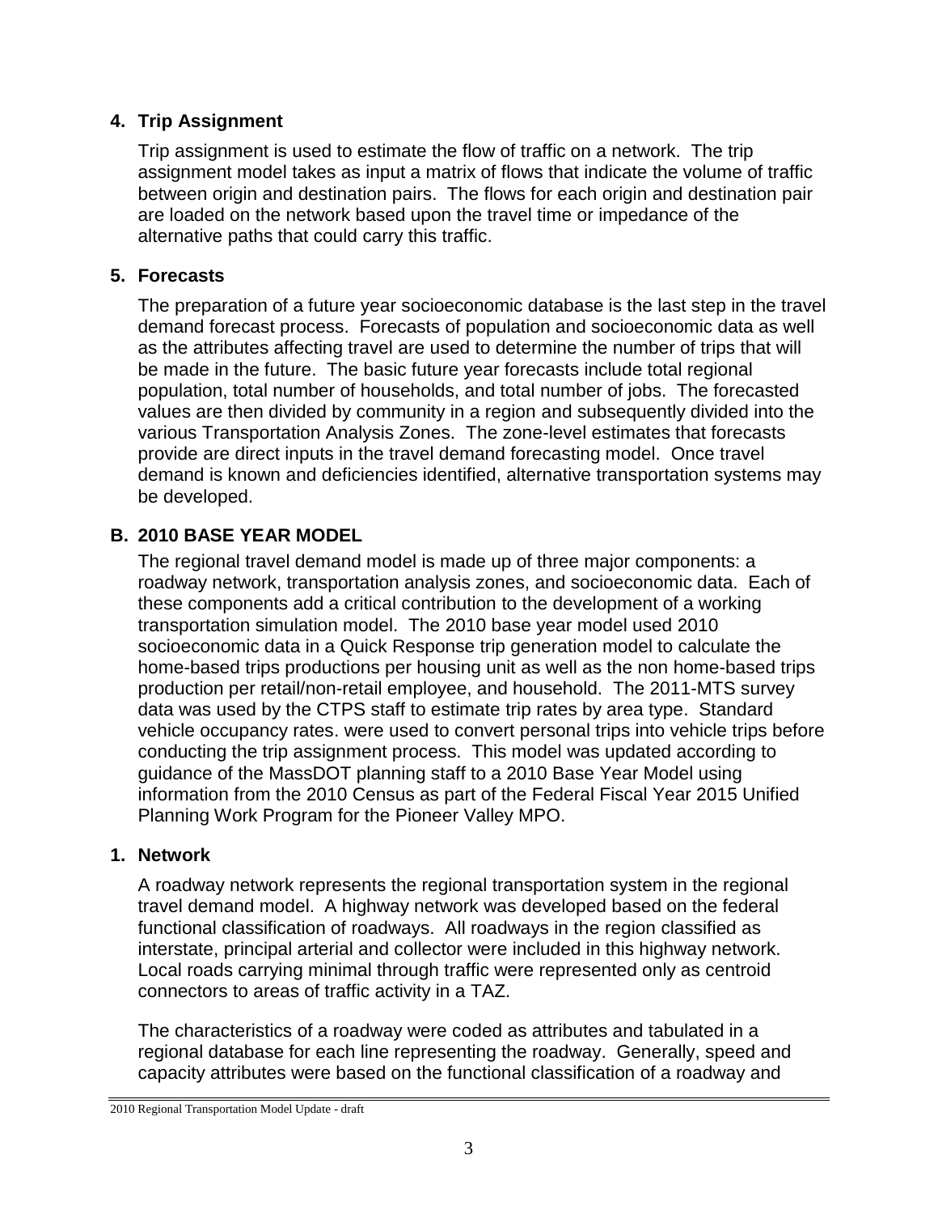### 4. Trip Assignment

Trip assignment is used to estimate the flow of traffic on a network. The trip assignment model takes as input a matrix of flows that indicate the volume of traffic between origin and destination pairs. The flows for each origin and destination pair are loaded on the network based upon the travel time or impedance of the alternative paths that could carry this traffic.

### 5. Forecasts

The preparation of a future year socioeconomic database is the last step in the travel demand forecast process. Forecasts of population and socioeconomic data as well as the attributes affecting travel are used to determine the number of trips that will be made in the future. The basic future year forecasts include total regional population, total number of households, and total number of jobs. The forecasted values are then divided by community in a region and subsequently divided into the various Transportation Analysis Zones. The zone-level estimates that forecasts provide are direct inputs in the travel demand forecasting model. Once travel demand is known and deficiencies identified, alternative transportation systems may be developed.

## B. 2010 BASE YEAR MODEL

The regional travel demand model is made up of three major components: a roadway network, transportation analysis zones, and socioeconomic data. Each of these components add a critical contribution to the development of a working transportation simulation model. The 2010 base year model used 2010 socioeconomic data in a Quick Response trip generation model to calculate the home-based trips productions per housing unit as well as the non home-based trips production per retail/non-retail employee, and household. The 2011-MTS survey data was used by the CTPS staff to estimate trip rates by area type. Standard vehicle occupancy rates. were used to convert personal trips into vehicle trips before conducting the trip assignment process. This model was updated according to guidance of the MassDOT planning staff to a 2010 Base Year Model using information from the 2010 Census as part of the Federal Fiscal Year 2015 Unified Planning Work Program for the Pioneer Valley MPO.

### 1. Network

A roadway network represents the regional transportation system in the regional travel demand model. A highway network was developed based on the federal functional classification of roadways. All roadways in the region classified as interstate, principal arterial and collector were included in this highway network. Local roads carrying minimal through traffic were represented only as centroid connectors to areas of traffic activity in a TAZ.

The characteristics of a roadway were coded as attributes and tabulated in a regional database for each line representing the roadway. Generally, speed and capacity attributes were based on the functional classification of a roadway and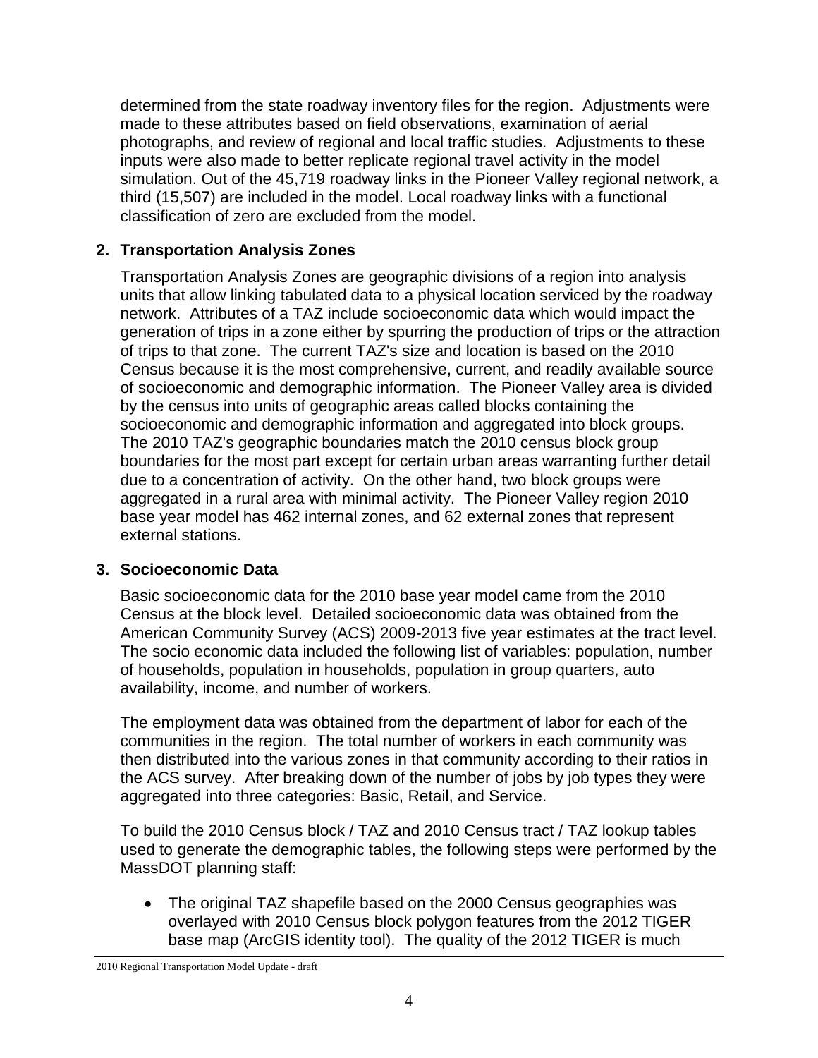determined from the state roadway inventory files for the region. Adjustments were made to these attributes based on field observations, examination of aerial photographs, and review of regional and local traffic studies. Adjustments to these inputs were also made to better replicate regional travel activity in the model simulation. Out of the 45,719 roadway links in the Pioneer Valley regional network, a third (15,507) are included in the model. Local roadway links with a functional classification of zero are excluded from the model.

## 2. Transportation Analysis Zones

Transportation Analysis Zones are geographic divisions of a region into analysis units that allow linking tabulated data to a physical location serviced by the roadway network. Attributes of a TAZ include socioeconomic data which would impact the generation of trips in a zone either by spurring the production of trips or the attraction of trips to that zone. The current TAZ's size and location is based on the 2010 Census because it is the most comprehensive, current, and readily available source of socioeconomic and demographic information. The Pioneer Valley area is divided by the census into units of geographic areas called blocks containing the socioeconomic and demographic information and aggregated into block groups. The 2010 TAZ's geographic boundaries match the 2010 census block group boundaries for the most part except for certain urban areas warranting further detail due to a concentration of activity. On the other hand, two block groups were aggregated in a rural area with minimal activity. The Pioneer Valley region 2010 base year model has 462 internal zones, and 62 external zones that represent external stations.

## 3. Socioeconomic Data

Basic socioeconomic data for the 2010 base year model came from the 2010 Census at the block level. Detailed socioeconomic data was obtained from the American Community Survey (ACS) 2009-2013 five year estimates at the tract level. The socio economic data included the following list of variables: population, number of households, population in households, population in group quarters, auto availability, income, and number of workers.

The employment data was obtained from the department of labor for each of the communities in the region. The total number of workers in each community was then distributed into the various zones in that community according to their ratios in the ACS survey. After breaking down of the number of jobs by job types they were aggregated into three categories: Basic, Retail, and Service.

To build the 2010 Census block / TAZ and 2010 Census tract / TAZ lookup tables used to generate the demographic tables, the following steps were performed by the MassDOT planning staff:

- The original TAZ shapefile based on the 2000 Census geographies was overlayed with 2010 Census block polygon features from the 2012 TIGER base map (ArcGIS identity tool). The quality of the 2012 TIGER is much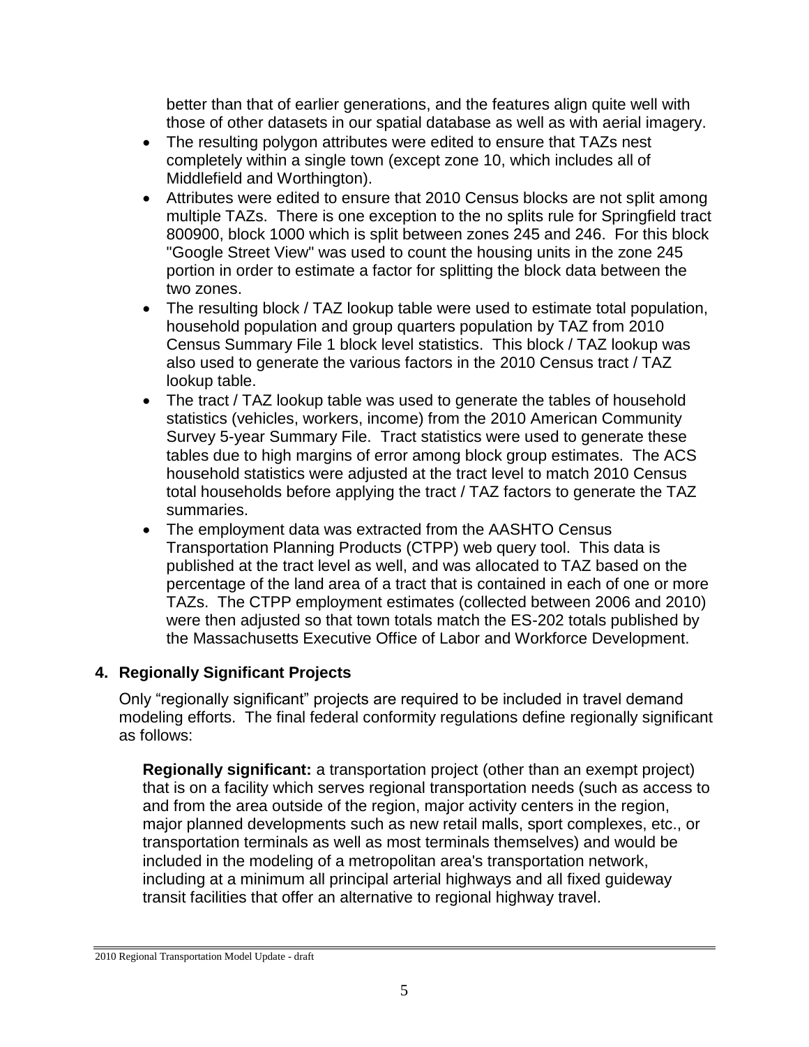better than that of earlier generations, and the features align quite well with those of other datasets in our spatial database as well as with aerial imagery.

- The resulting polygon attributes were edited to ensure that TAZs nest completely within a single town (except zone 10, which includes all of Middlefield and Worthington).
- Attributes were edited to ensure that 2010 Census blocks are not split among multiple TAZs. There is one exception to the no splits rule for Springfield tract 800900, block 1000 which is split between zones 245 and 246. For this block "Google Street View" was used to count the housing units in the zone 245 portion in order to estimate a factor for splitting the block data between the two zones.
- The resulting block / TAZ lookup table were used to estimate total population, household population and group quarters population by TAZ from 2010 Census Summary File 1 block level statistics. This block / TAZ lookup was also used to generate the various factors in the 2010 Census tract / TAZ lookup table.
- The tract / TAZ lookup table was used to generate the tables of household statistics (vehicles, workers, income) from the 2010 American Community Survey 5-year Summary File. Tract statistics were used to generate these tables due to high margins of error among block group estimates. The ACS household statistics were adjusted at the tract level to match 2010 Census total households before applying the tract / TAZ factors to generate the TAZ summaries.
- The employment data was extracted from the AASHTO Census Transportation Planning Products (CTPP) web query tool. This data is published at the tract level as well, and was allocated to TAZ based on the percentage of the land area of a tract that is contained in each of one or more TAZs. The CTPP employment estimates (collected between 2006 and 2010) were then adjusted so that town totals match the ES-202 totals published by the Massachusetts Executive Office of Labor and Workforce Development.

## 4. Regionally Significant Projects

Only "regionally significant" projects are required to be included in travel demand modeling efforts. The final federal conformity regulations define regionally significant as follows:

> **Regionally significant:** a transportation project (other than an exempt project) that is on a facility which serves regional transportation needs (such as access to and from the area outside of the region, major activity centers in the region, major planned developments such as new retail malls, sport complexes, etc., or transportation terminals as well as most terminals themselves) and would be included in the modeling of a metropolitan area's transportation network, including at a minimum all principal arterial highways and all fixed guideway transit facilities that offer an alternative to regional highway travel.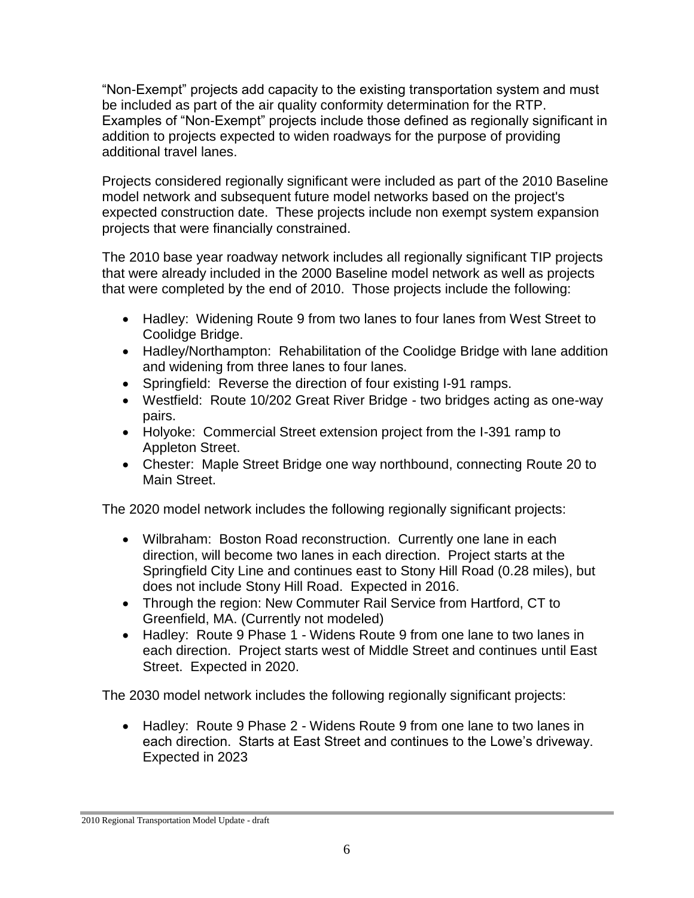“Non-Exempt” projects add capacity to the existing transportation system and must be included as part of the air quality conformity determination for the RTP. Examples of “Non-Exempt” projects include those defined as regionally significant in addition to projects expected to widen roadways for the purpose of providing additional travel lanes.

Projects considered regionally significant were included as part of the 2010 Baseline model network and subsequent future model networks based on the project's expected construction date. These projects include non exempt system expansion projects that were financially constrained.

The 2010 base year roadway network includes all regionally significant TIP projects that were already included in the 2000 Baseline model network as well as projects that were completed by the end of 2010. Those projects include the following:

- Hadley: Widening Route 9 from two lanes to four lanes from West Street to Coolidge Bridge.
- Hadley/Northampton: Rehabilitation of the Coolidge Bridge with lane addition and widening from three lanes to four lanes.
- Springfield: Reverse the direction of four existing I-91 ramps.
- Westfield: Route 10/202 Great River Bridge - two bridges acting as one-way pairs.
- Holyoke: Commercial Street extension project from the I-391 ramp to Appleton Street.
- Chester: Maple Street Bridge one way northbound, connecting Route 20 to Main Street.

The 2020 model network includes the following regionally significant projects:

- Wilbraham: Boston Road reconstruction. Currently one lane in each direction, will become two lanes in each direction. Project starts at the Springfield City Line and continues east to Stony Hill Road (0.28 miles), but does not include Stony Hill Road. Expected in 2016.
- Through the region: New Commuter Rail Service from Hartford, CT to Greenfield, MA. (Currently not modeled)
- Hadley: Route 9 Phase 1 - Widens Route 9 from one lane to two lanes in each direction. Project starts west of Middle Street and continues until East Street. Expected in 2020.

The 2030 model network includes the following regionally significant projects:

- Hadley: Route 9 Phase 2 - Widens Route 9 from one lane to two lanes in each direction. Starts at East Street and continues to the Lowe’s driveway. Expected in 2023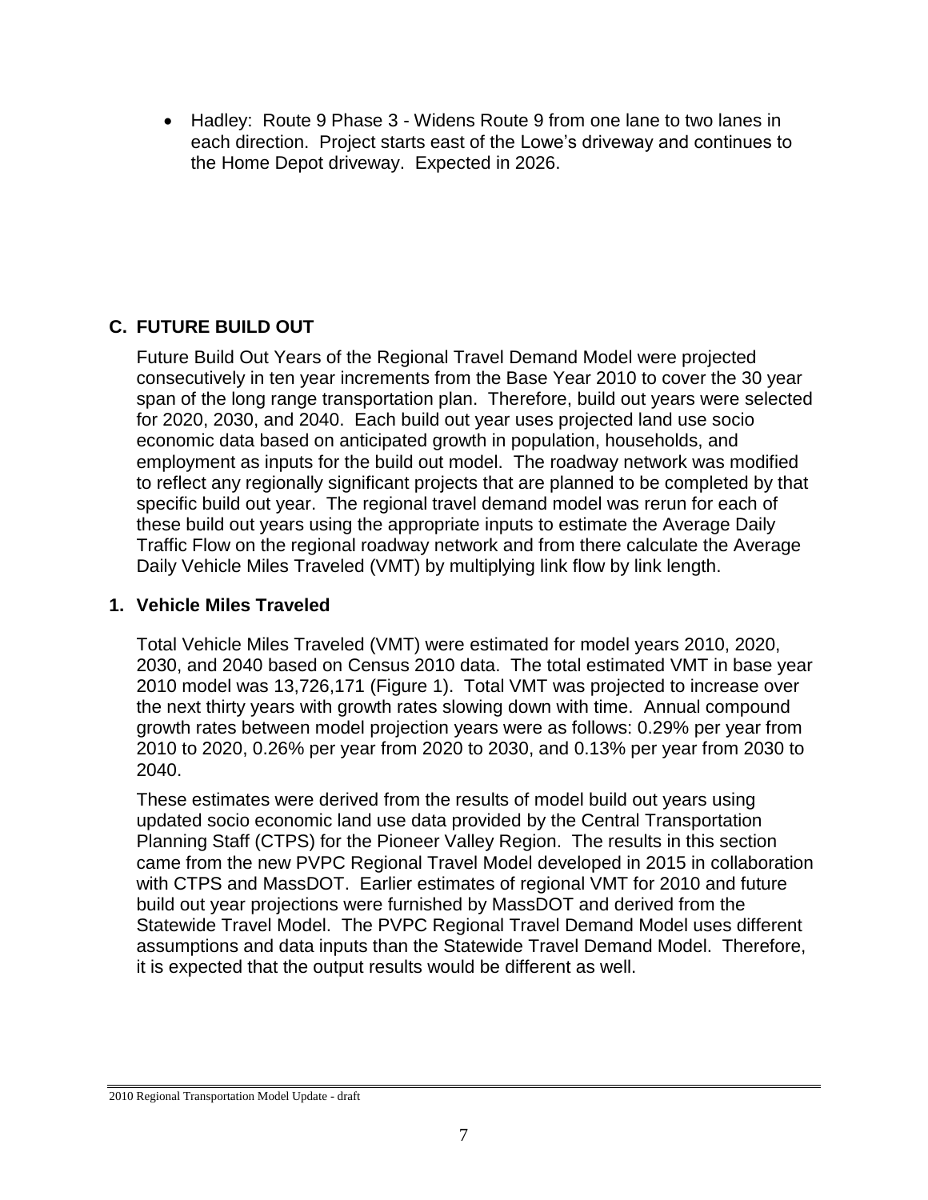- Hadley: Route 9 Phase 3 - Widens Route 9 from one lane to two lanes in each direction. Project starts east of the Lowe's driveway and continues to the Home Depot driveway. Expected in 2026.

## C. FUTURE BUILD OUT

Future Build Out Years of the Regional Travel Demand Model were projected consecutively in ten year increments from the Base Year 2010 to cover the 30 year span of the long range transportation plan. Therefore, build out years were selected for 2020, 2030, and 2040. Each build out year uses projected land use socio economic data based on anticipated growth in population, households, and employment as inputs for the build out model. The roadway network was modified to reflect any regionally significant projects that are planned to be completed by that specific build out year. The regional travel demand model was rerun for each of these build out years using the appropriate inputs to estimate the Average Daily Traffic Flow on the regional roadway network and from there calculate the Average Daily Vehicle Miles Traveled (VMT) by multiplying link flow by link length.

### 1. Vehicle Miles Traveled

Total Vehicle Miles Traveled (VMT) were estimated for model years 2010, 2020, 2030, and 2040 based on Census 2010 data. The total estimated VMT in base year 2010 model was 13,726,171 (Figure 1). Total VMT was projected to increase over the next thirty years with growth rates slowing down with time. Annual compound growth rates between model projection years were as follows: 0.29% per year from 2010 to 2020, 0.26% per year from 2020 to 2030, and 0.13% per year from 2030 to 2040.

These estimates were derived from the results of model build out years using updated socio economic land use data provided by the Central Transportation Planning Staff (CTPS) for the Pioneer Valley Region. The results in this section came from the new PVPC Regional Travel Model developed in 2015 in collaboration with CTPS and MassDOT. Earlier estimates of regional VMT for 2010 and future build out year projections were furnished by MassDOT and derived from the Statewide Travel Model. The PVPC Regional Travel Demand Model uses different assumptions and data inputs than the Statewide Travel Demand Model. Therefore, it is expected that the output results would be different as well.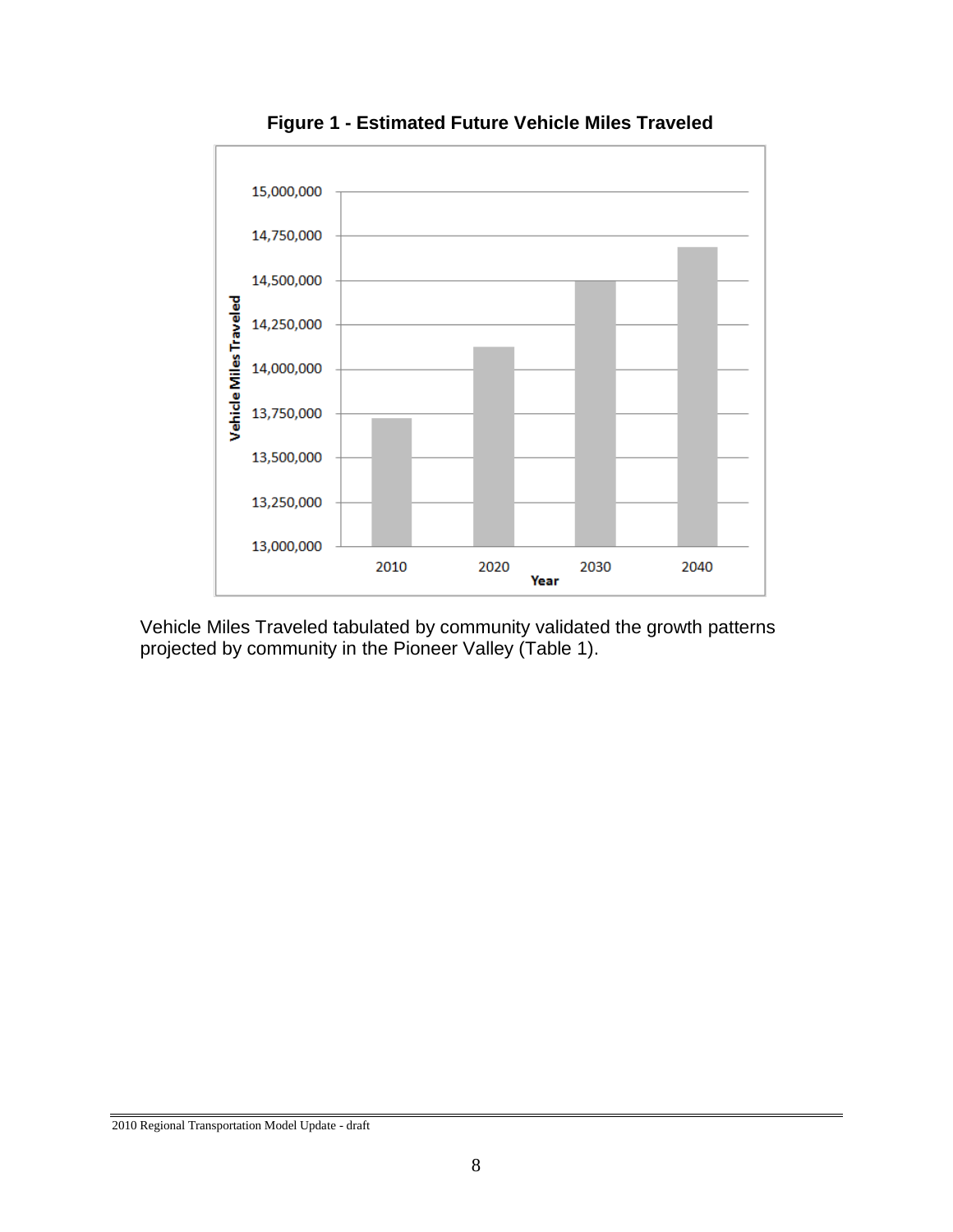**Figure 1 - Estimated Future Vehicle Miles Traveled**

Vehicle Miles Traveled tabulated by community validated the growth patterns projected by community in the Pioneer Valley (Table 1).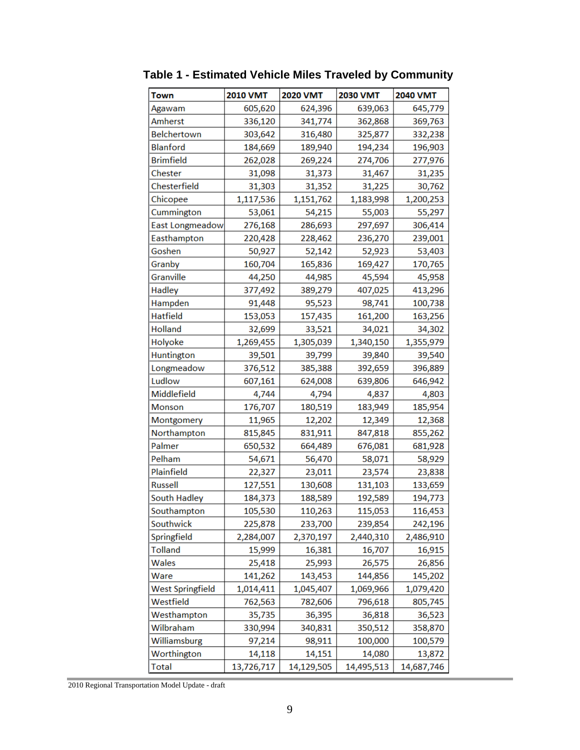**Table 1 - Estimated Vehicle Miles Traveled by Community**

| Town | 2010 VMT | 2020 VMT | 2030 VMT | 2040 VMT |
|---|---|---|---|---|
| Agawam | 605,620 | 624,396 | 639,063 | 645,779 |
| Amherst | 336,120 | 341,774 | 362,868 | 369,763 |
| Belchertown | 303,642 | 316,480 | 325,877 | 332,238 |
| Blanford | 184,669 | 189,940 | 194,234 | 196,903 |
| Brimfield | 262,028 | 269,224 | 274,706 | 277,976 |
| Chester | 31,098 | 31,373 | 31,467 | 31,235 |
| Chesterfield | 31,303 | 31,352 | 31,225 | 30,762 |
| Chicopee | 1,117,536 | 1,151,762 | 1,183,998 | 1,200,253 |
| Cummington | 53,061 | 54,215 | 55,003 | 55,297 |
| East Longmeadow | 276,168 | 286,693 | 297,697 | 306,414 |
| Easthampton | 220,428 | 228,462 | 236,270 | 239,001 |
| Goshen | 50,927 | 52,142 | 52,923 | 53,403 |
| Granby | 160,704 | 165,836 | 169,427 | 170,765 |
| Granville | 44,250 | 44,985 | 45,594 | 45,958 |
| Hadley | 377,492 | 389,279 | 407,025 | 413,296 |
| Hampden | 91,448 | 95,523 | 98,741 | 100,738 |
| Hatfield | 153,053 | 157,435 | 161,200 | 163,256 |
| Holland | 32,699 | 33,521 | 34,021 | 34,302 |
| Holyoke | 1,269,455 | 1,305,039 | 1,340,150 | 1,355,979 |
| Huntington | 39,501 | 39,799 | 39,840 | 39,540 |
| Longmeadow | 376,512 | 385,388 | 392,659 | 396,889 |
| Ludlow | 607,161 | 624,008 | 639,806 | 646,942 |
| Middlefield | 4,744 | 4,794 | 4,837 | 4,803 |
| Monson | 176,707 | 180,519 | 183,949 | 185,954 |
| Montgomery | 11,965 | 12,202 | 12,349 | 12,368 |
| Northampton | 815,845 | 831,911 | 847,818 | 855,262 |
| Palmer | 650,532 | 664,489 | 676,081 | 681,928 |
| Pelham | 54,671 | 56,470 | 58,071 | 58,929 |
| Plainfield | 22,327 | 23,011 | 23,574 | 23,838 |
| Russell | 127,551 | 130,608 | 131,103 | 133,659 |
| South Hadley | 184,373 | 188,589 | 192,589 | 194,773 |
| Southampton | 105,530 | 110,263 | 115,053 | 116,453 |
| Southwick | 225,878 | 233,700 | 239,854 | 242,196 |
| Springfield | 2,284,007 | 2,370,197 | 2,440,310 | 2,486,910 |
| Tolland | 15,999 | 16,381 | 16,707 | 16,915 |
| Wales | 25,418 | 25,993 | 26,575 | 26,856 |
| Ware | 141,262 | 143,453 | 144,856 | 145,202 |
| West Springfield | 1,014,411 | 1,045,407 | 1,069,966 | 1,079,420 |
| Westfield | 762,563 | 782,606 | 796,618 | 805,745 |
| Westhampton | 35,735 | 36,395 | 36,818 | 36,523 |
| Wilbraham | 330,994 | 340,831 | 350,512 | 358,870 |
| Williamsburg | 97,214 | 98,911 | 100,000 | 100,579 |
| Worthington | 14,118 | 14,151 | 14,080 | 13,872 |
| Total | 13,726,717 | 14,129,505 | 14,495,513 | 14,687,746 |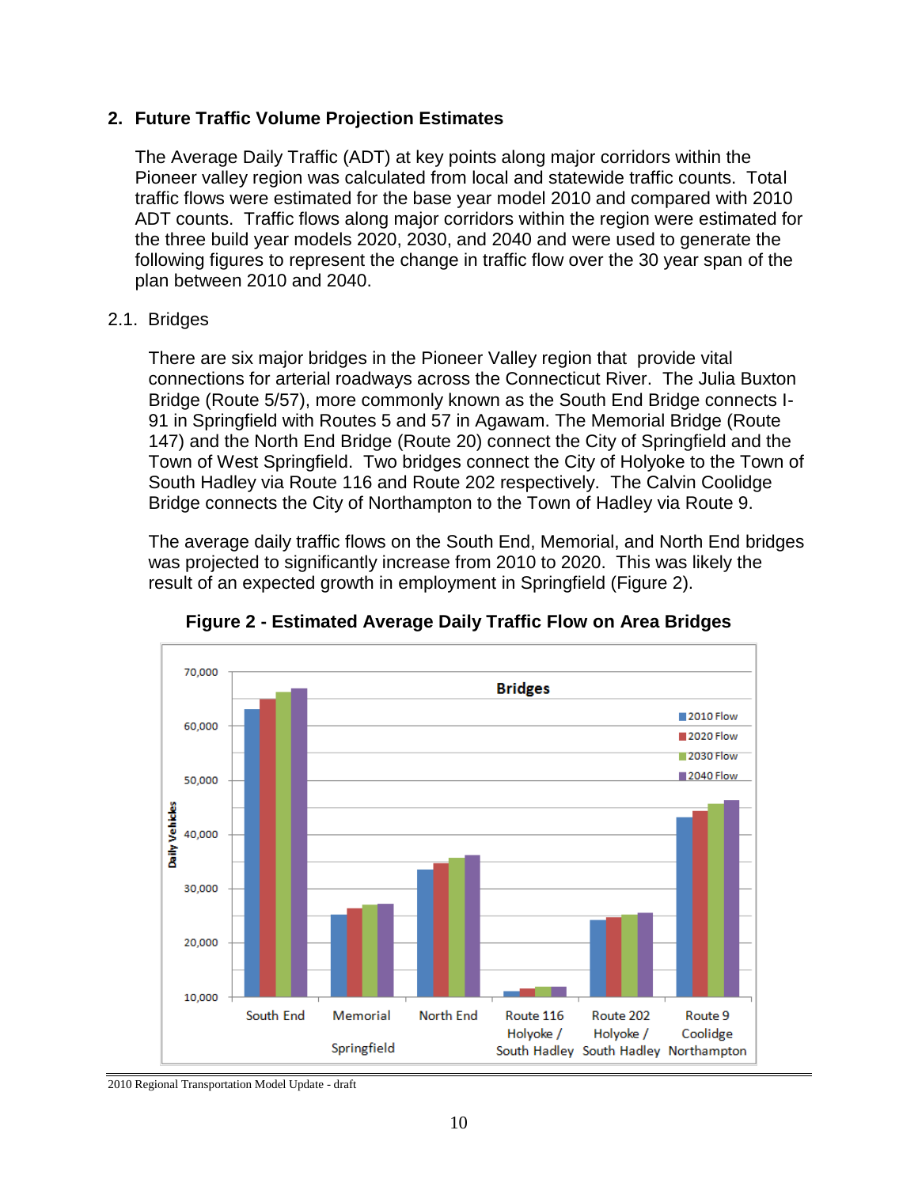## 2. Future Traffic Volume Projection Estimates

The Average Daily Traffic (ADT) at key points along major corridors within the Pioneer valley region was calculated from local and statewide traffic counts. Total traffic flows were estimated for the base year model 2010 and compared with 2010 ADT counts. Traffic flows along major corridors within the region were estimated for the three build year models 2020, 2030, and 2040 and were used to generate the following figures to represent the change in traffic flow over the 30 year span of the plan between 2010 and 2040.

### 2.1. Bridges

There are six major bridges in the Pioneer Valley region that provide vital connections for arterial roadways across the Connecticut River. The Julia Buxton Bridge (Route 5/57), more commonly known as the South End Bridge connects I-91 in Springfield with Routes 5 and 57 in Agawam. The Memorial Bridge (Route 147) and the North End Bridge (Route 20) connect the City of Springfield and the Town of West Springfield. Two bridges connect the City of Holyoke to the Town of South Hadley via Route 116 and Route 202 respectively. The Calvin Coolidge Bridge connects the City of Northampton to the Town of Hadley via Route 9.

The average daily traffic flows on the South End, Memorial, and North End bridges was projected to significantly increase from 2010 to 2020. This was likely the result of an expected growth in employment in Springfield (Figure 2).

**Figure 2 - Estimated Average Daily Traffic Flow on Area Bridges**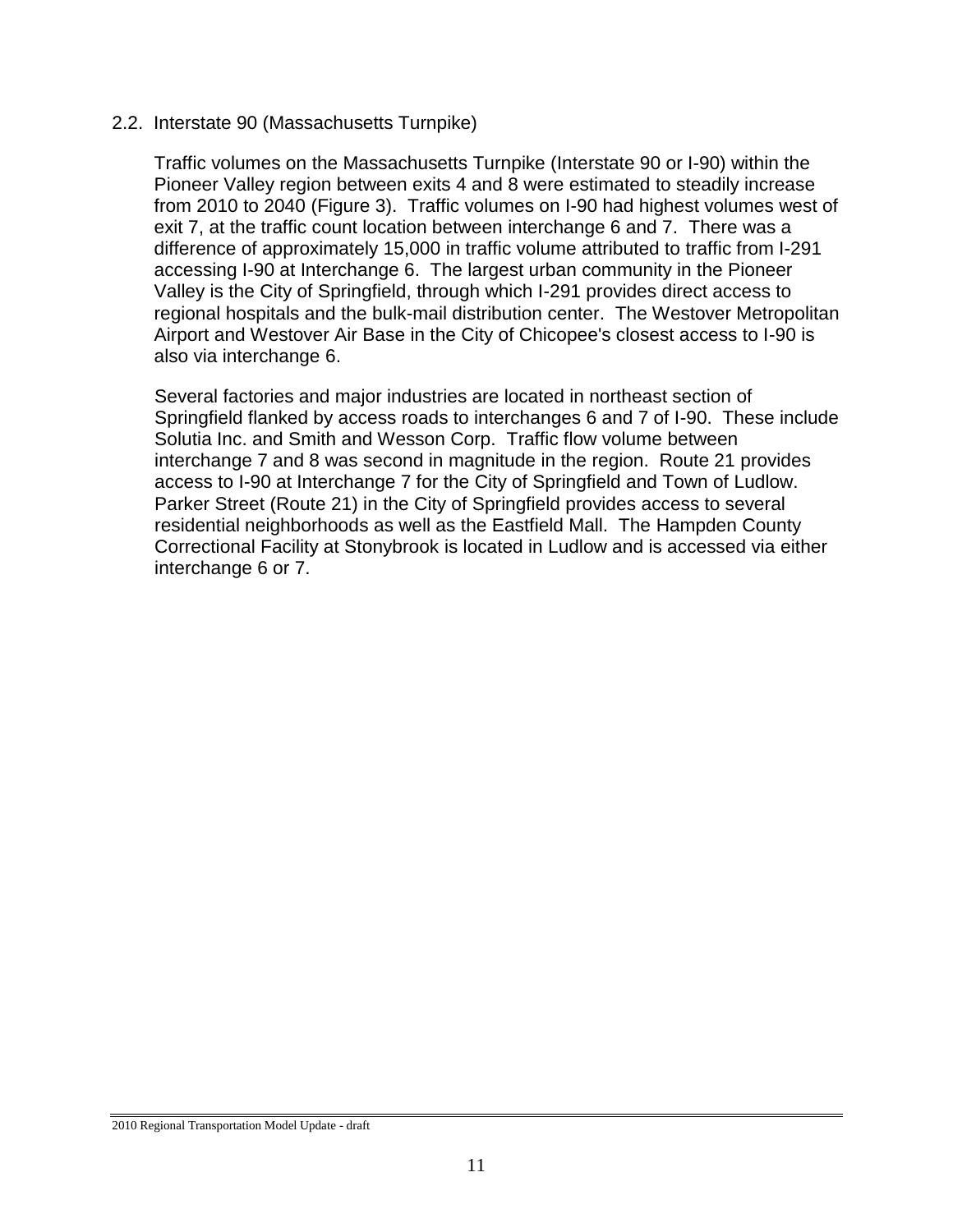## 2.2. Interstate 90 (Massachusetts Turnpike)

Traffic volumes on the Massachusetts Turnpike (Interstate 90 or I-90) within the Pioneer Valley region between exits 4 and 8 were estimated to steadily increase from 2010 to 2040 (Figure 3). Traffic volumes on I-90 had highest volumes west of exit 7, at the traffic count location between interchange 6 and 7. There was a difference of approximately 15,000 in traffic volume attributed to traffic from I-291 accessing I-90 at Interchange 6. The largest urban community in the Pioneer Valley is the City of Springfield, through which I-291 provides direct access to regional hospitals and the bulk-mail distribution center. The Westover Metropolitan Airport and Westover Air Base in the City of Chicopee's closest access to I-90 is also via interchange 6.

Several factories and major industries are located in northeast section of Springfield flanked by access roads to interchanges 6 and 7 of I-90. These include Solutia Inc. and Smith and Wesson Corp. Traffic flow volume between interchange 7 and 8 was second in magnitude in the region. Route 21 provides access to I-90 at Interchange 7 for the City of Springfield and Town of Ludlow. Parker Street (Route 21) in the City of Springfield provides access to several residential neighborhoods as well as the Eastfield Mall. The Hampden County Correctional Facility at Stonybrook is located in Ludlow and is accessed via either interchange 6 or 7.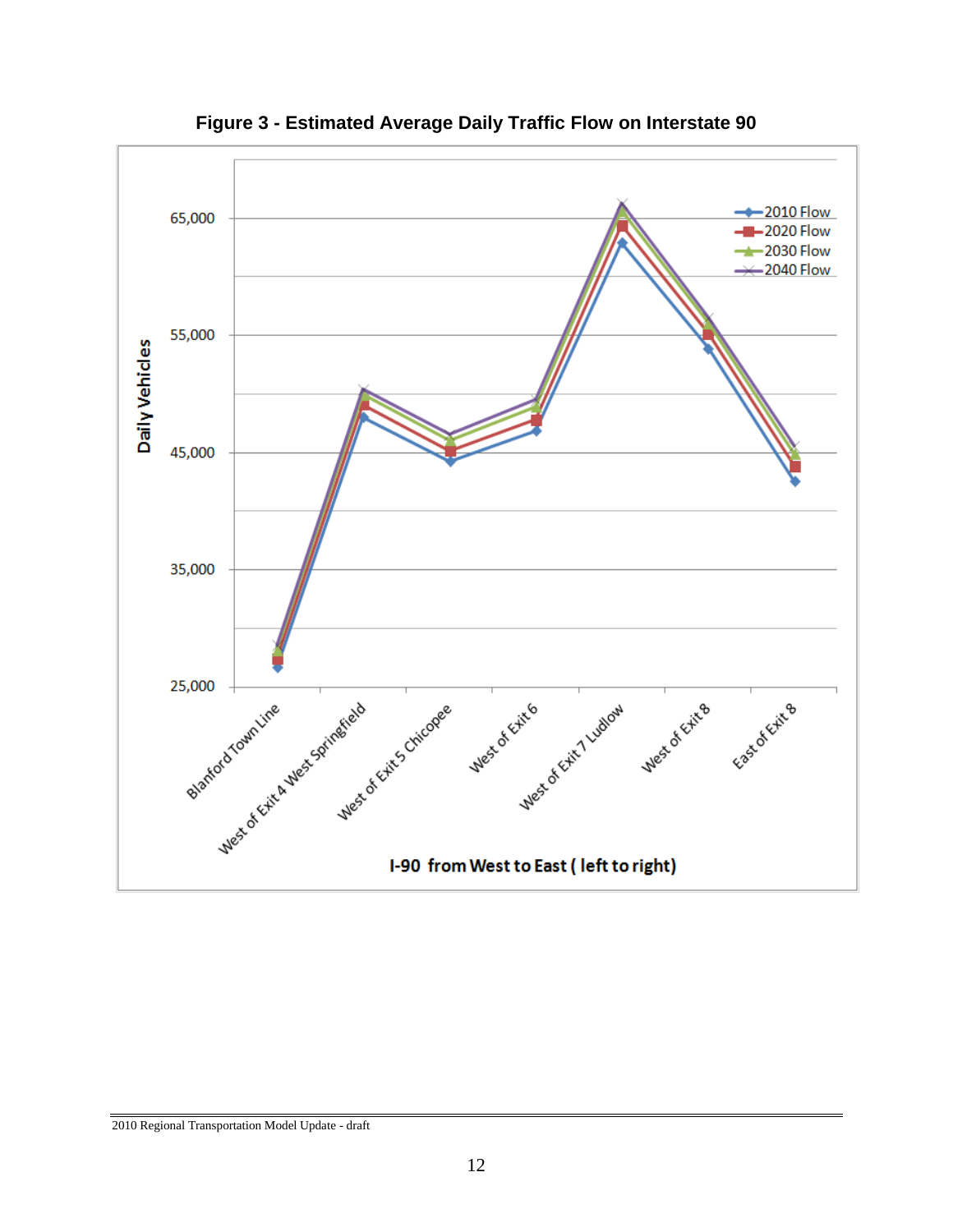**Figure 3 - Estimated Average Daily Traffic Flow on Interstate 90**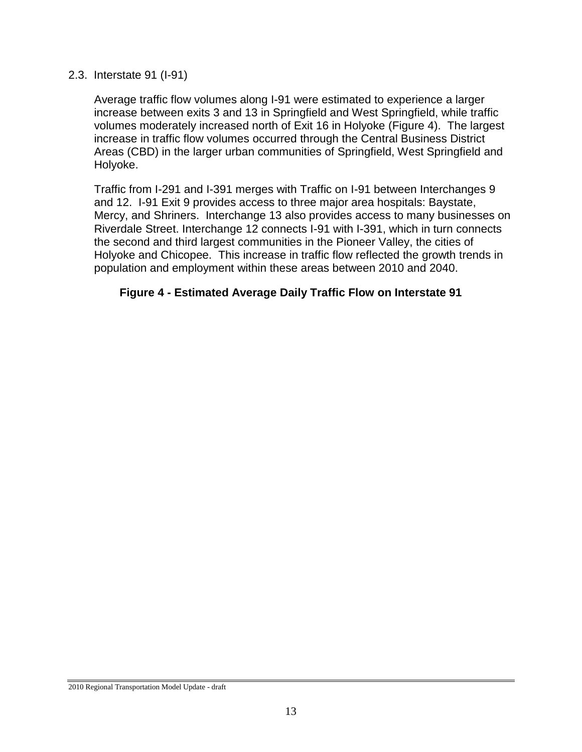## 2.3. Interstate 91 (I-91)

Average traffic flow volumes along I-91 were estimated to experience a larger increase between exits 3 and 13 in Springfield and West Springfield, while traffic volumes moderately increased north of Exit 16 in Holyoke (Figure 4). The largest increase in traffic flow volumes occurred through the Central Business District Areas (CBD) in the larger urban communities of Springfield, West Springfield and Holyoke.

Traffic from I-291 and I-391 merges with Traffic on I-91 between Interchanges 9 and 12. I-91 Exit 9 provides access to three major area hospitals: Baystate, Mercy, and Shriners. Interchange 13 also provides access to many businesses on Riverdale Street. Interchange 12 connects I-91 with I-391, which in turn connects the second and third largest communities in the Pioneer Valley, the cities of Holyoke and Chicopee. This increase in traffic flow reflected the growth trends in population and employment within these areas between 2010 and 2040.

**Figure 4 - Estimated Average Daily Traffic Flow on Interstate 91**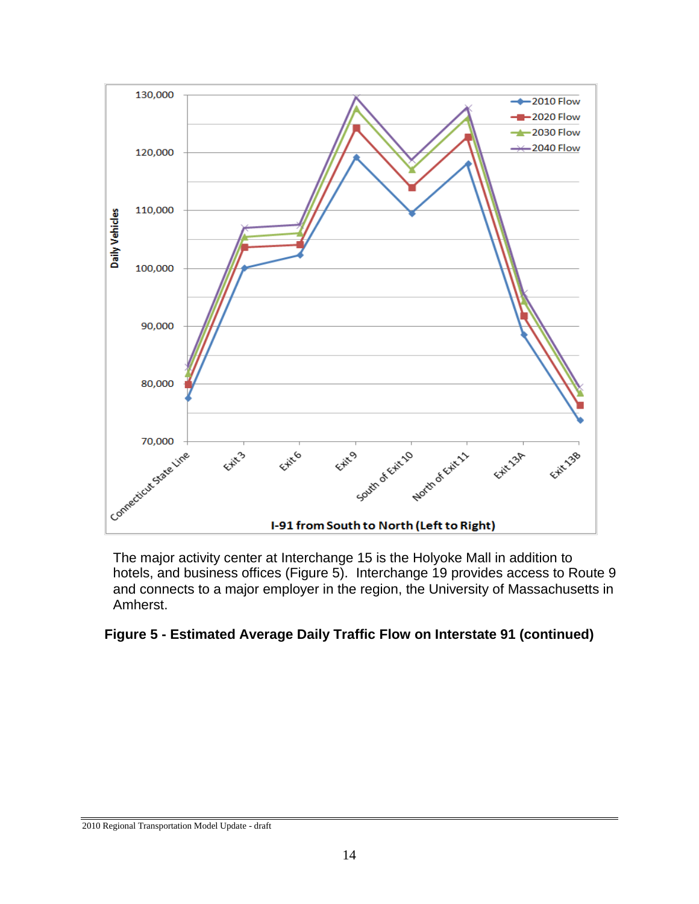The major activity center at Interchange 15 is the Holyoke Mall in addition to hotels, and business offices (Figure 5). Interchange 19 provides access to Route 9 and connects to a major employer in the region, the University of Massachusetts in Amherst.

**Figure 5 - Estimated Average Daily Traffic Flow on Interstate 91 (continued)**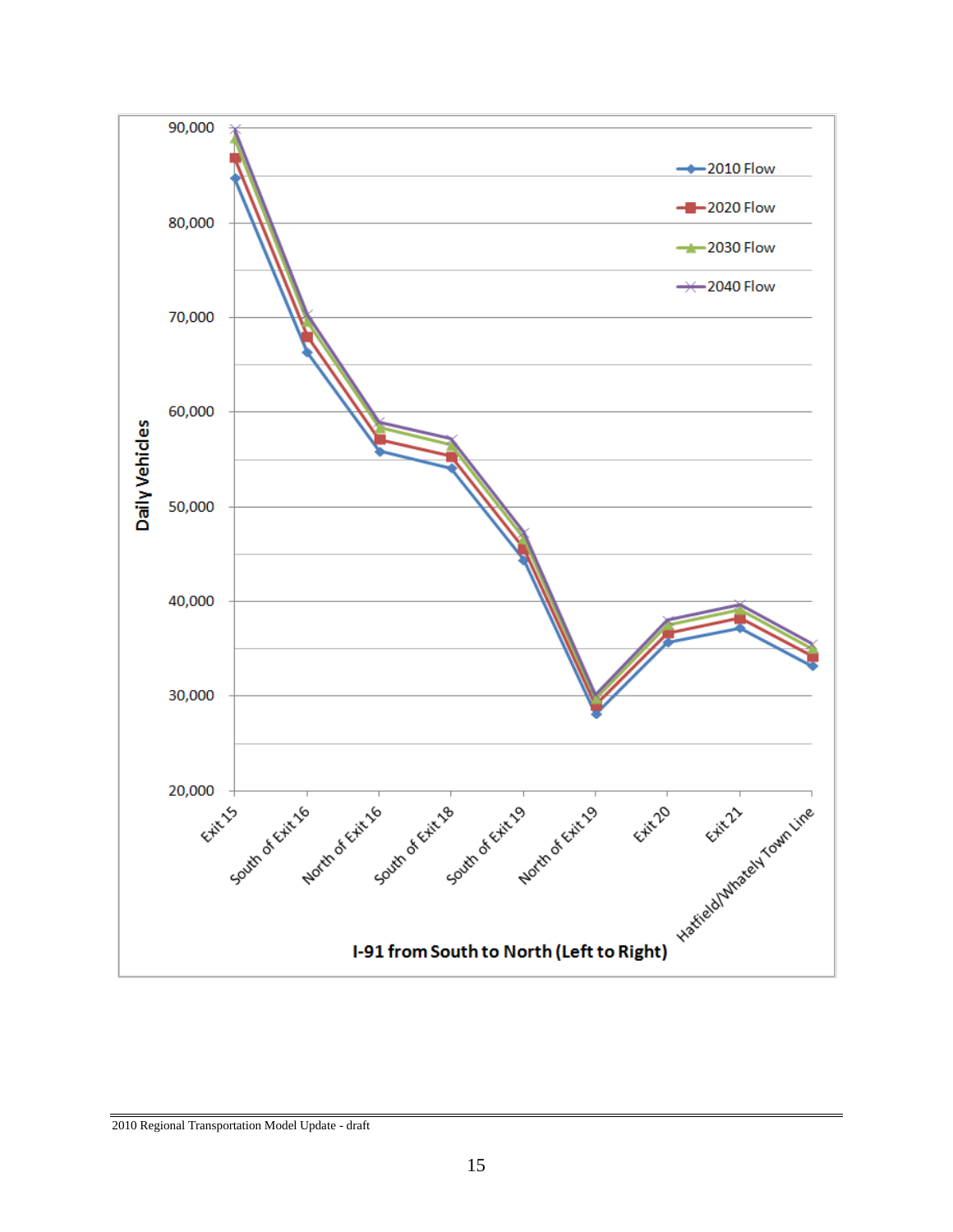Daily Vehicles

90,000
80,000
70,000
60,000
50,000
40,000
30,000
20,000

- 2010 Flow
- 2020 Flow
- 2030 Flow
- 2040 Flow

Exit 15, South of Exit 16, North of Exit 16, South of Exit 18, South of Exit 19, North of Exit 19, Exit 20, Exit 21, Hatfield/Whately Town Line

**I-91 from South to North (Left to Right)**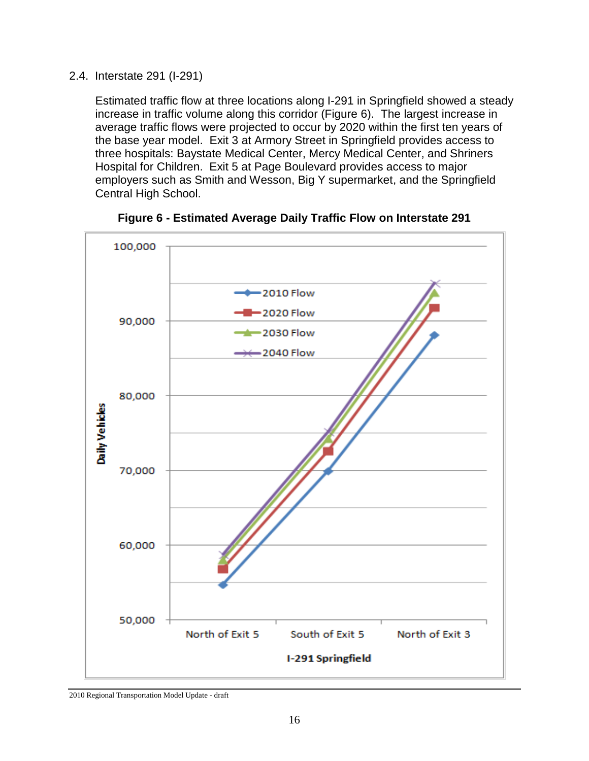## 2.4. Interstate 291 (I-291)

Estimated traffic flow at three locations along I-291 in Springfield showed a steady increase in traffic volume along this corridor (Figure 6). The largest increase in average traffic flows were projected to occur by 2020 within the first ten years of the base year model. Exit 3 at Armory Street in Springfield provides access to three hospitals: Baystate Medical Center, Mercy Medical Center, and Shriners Hospital for Children. Exit 5 at Page Boulevard provides access to major employers such as Smith and Wesson, Big Y supermarket, and the Springfield Central High School.

**Figure 6 - Estimated Average Daily Traffic Flow on Interstate 291**

2010 Regional Transportation Model Update - draft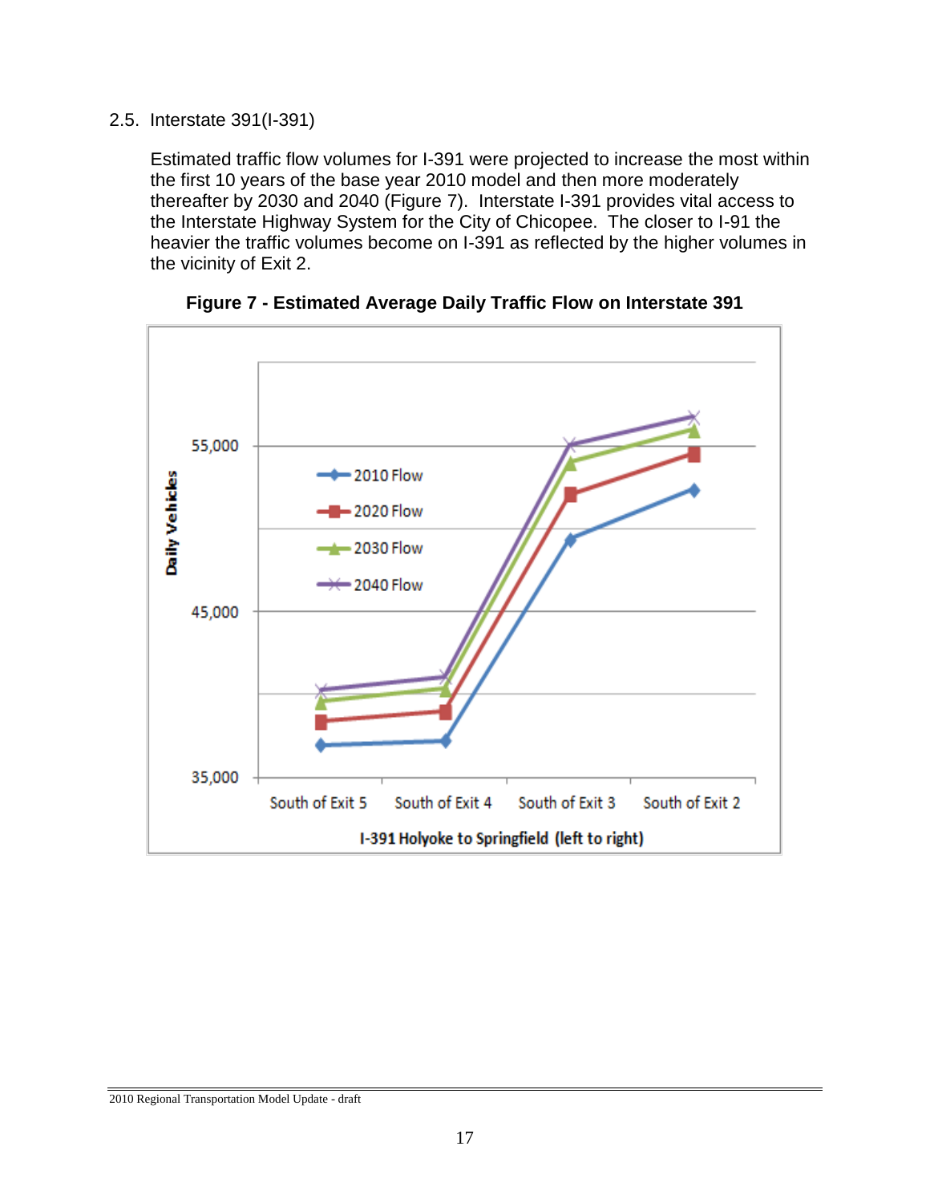## 2.5. Interstate 391(I-391)

Estimated traffic flow volumes for I-391 were projected to increase the most within the first 10 years of the base year 2010 model and then more moderately thereafter by 2030 and 2040 (Figure 7). Interstate I-391 provides vital access to the Interstate Highway System for the City of Chicopee. The closer to I-91 the heavier the traffic volumes become on I-391 as reflected by the higher volumes in the vicinity of Exit 2.

**Figure 7 - Estimated Average Daily Traffic Flow on Interstate 391**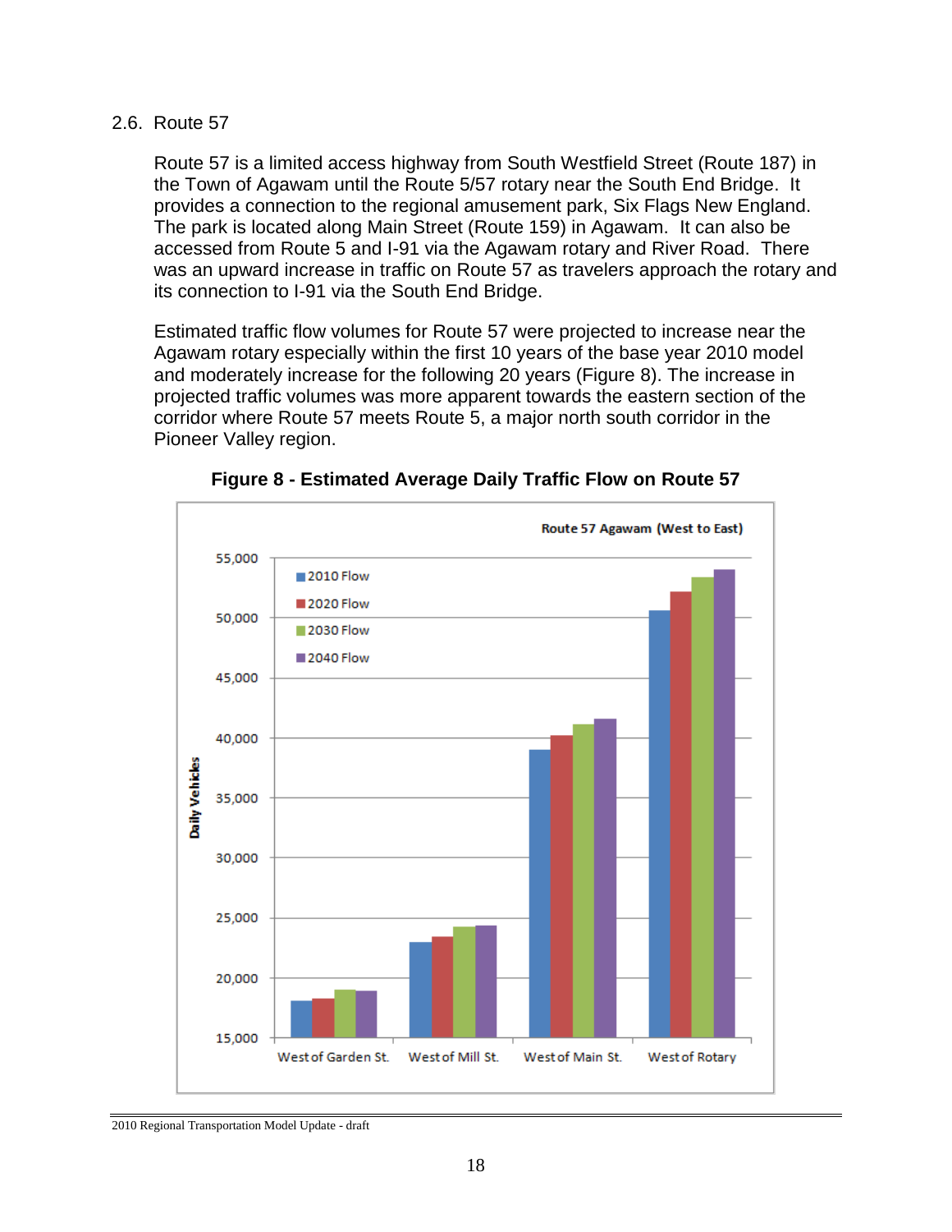## 2.6. Route 57

Route 57 is a limited access highway from South Westfield Street (Route 187) in the Town of Agawam until the Route 5/57 rotary near the South End Bridge. It provides a connection to the regional amusement park, Six Flags New England. The park is located along Main Street (Route 159) in Agawam. It can also be accessed from Route 5 and I-91 via the Agawam rotary and River Road. There was an upward increase in traffic on Route 57 as travelers approach the rotary and its connection to I-91 via the South End Bridge.

Estimated traffic flow volumes for Route 57 were projected to increase near the Agawam rotary especially within the first 10 years of the base year 2010 model and moderately increase for the following 20 years (Figure 8). The increase in projected traffic volumes was more apparent towards the eastern section of the corridor where Route 57 meets Route 5, a major north south corridor in the Pioneer Valley region.

**Figure 8 - Estimated Average Daily Traffic Flow on Route 57**

Route 57 Agawam (West to East)

Daily Vehicles

| Location | 2010 Flow | 2020 Flow | 2030 Flow | 2040 Flow |
|---|---|---|---|---|
| West of Garden St. | ~18,100 | ~18,300 | ~19,000 | ~18,900 |
| West of Mill St. | ~23,000 | ~23,400 | ~24,300 | ~24,400 |
| West of Main St. | ~39,000 | ~40,200 | ~41,200 | ~41,600 |
| West of Rotary | ~50,600 | ~52,200 | ~53,400 | ~54,000 |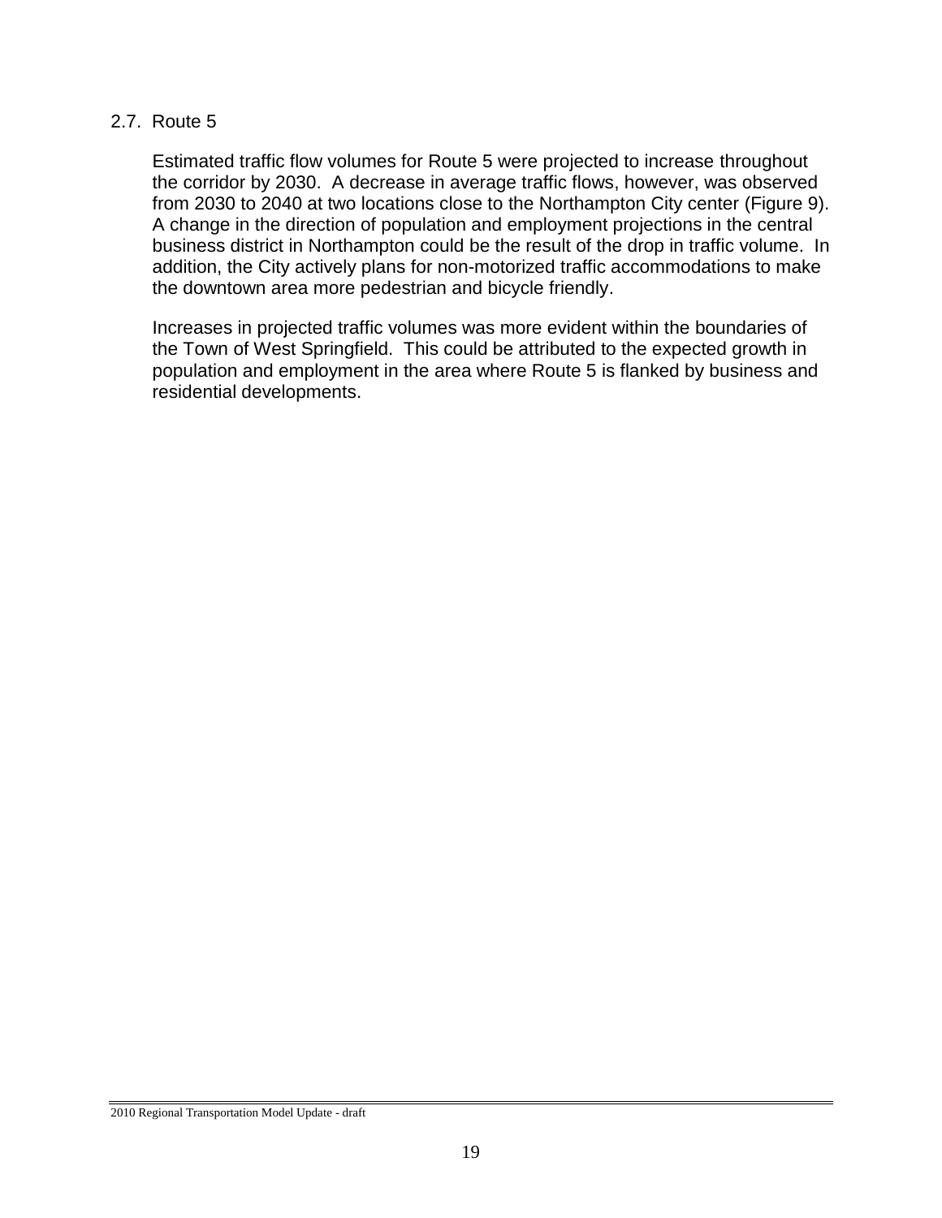## 2.7. Route 5

Estimated traffic flow volumes for Route 5 were projected to increase throughout the corridor by 2030. A decrease in average traffic flows, however, was observed from 2030 to 2040 at two locations close to the Northampton City center (Figure 9). A change in the direction of population and employment projections in the central business district in Northampton could be the result of the drop in traffic volume. In addition, the City actively plans for non-motorized traffic accommodations to make the downtown area more pedestrian and bicycle friendly.

Increases in projected traffic volumes was more evident within the boundaries of the Town of West Springfield. This could be attributed to the expected growth in population and employment in the area where Route 5 is flanked by business and residential developments.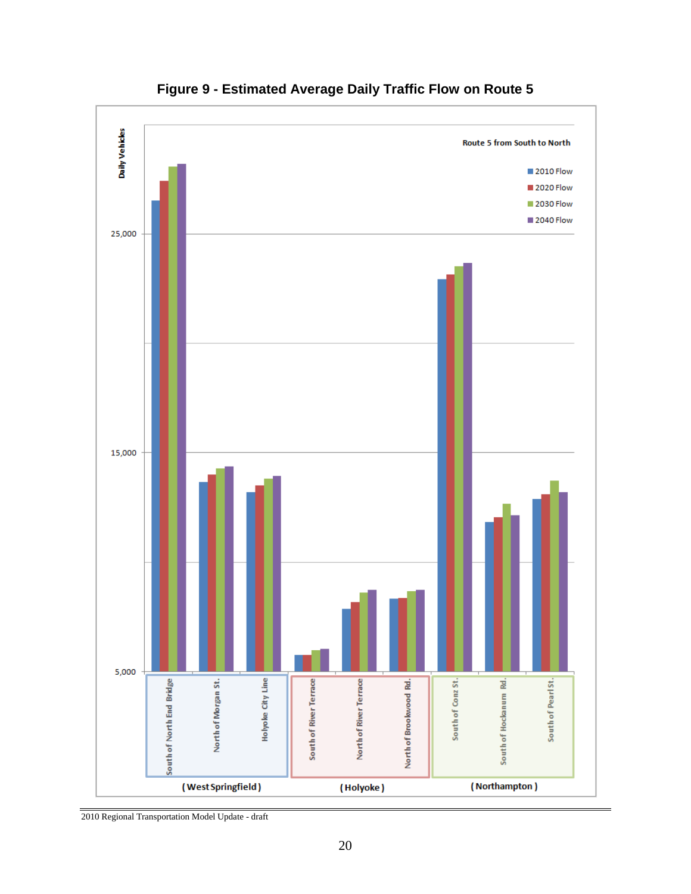**Figure 9 - Estimated Average Daily Traffic Flow on Route 5**

Daily Vehicles

Route 5 from South to North

- 2010 Flow
- 2020 Flow
- 2030 Flow
- 2040 Flow

25,000

15,000

5,000

| (West Springfield) | | | (Holyoke) | | | (Northampton) | | |
|---|---|---|---|---|---|---|---|---|
| South of North End Bridge | North of Morgan St. | Holyoke City Line | South of River Terrace | North of River Terrace | North of Brookwood Rd. | South of Conz St. | South of Hockanum Rd. | South of Pearl St. |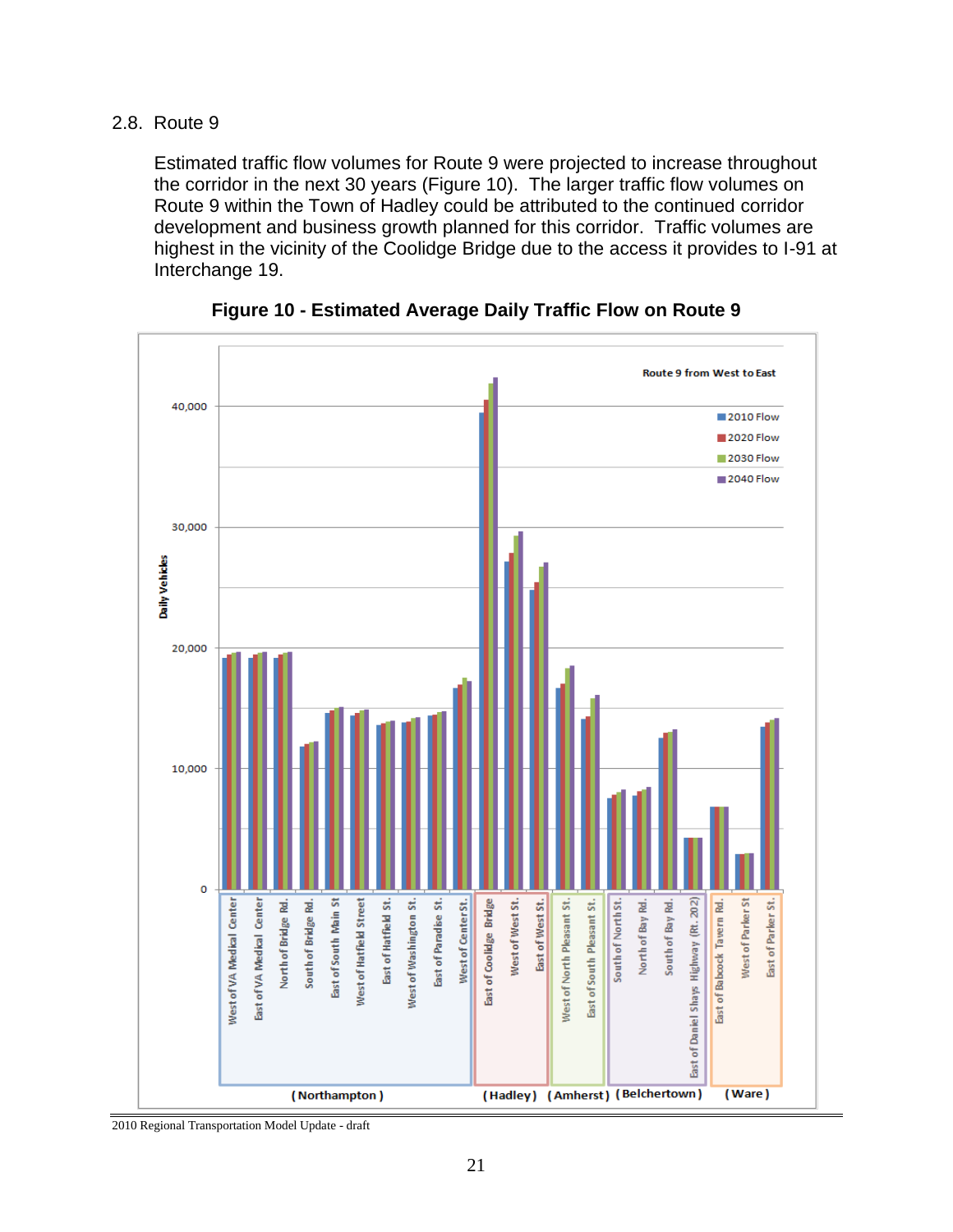## 2.8. Route 9

Estimated traffic flow volumes for Route 9 were projected to increase throughout the corridor in the next 30 years (Figure 10). The larger traffic flow volumes on Route 9 within the Town of Hadley could be attributed to the continued corridor development and business growth planned for this corridor. Traffic volumes are highest in the vicinity of the Coolidge Bridge due to the access it provides to I-91 at Interchange 19.

**Figure 10 - Estimated Average Daily Traffic Flow on Route 9**

2010 Regional Transportation Model Update - draft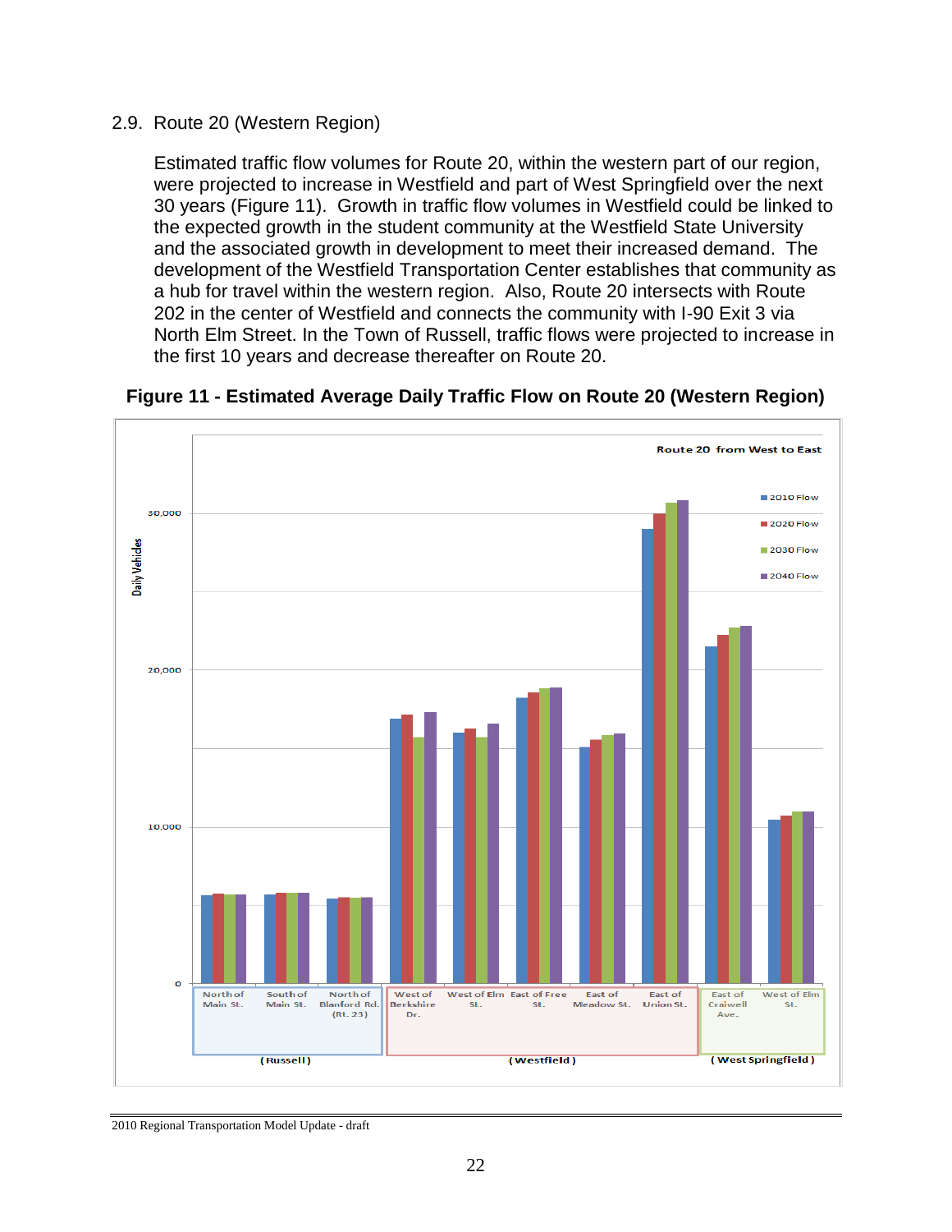## 2.9. Route 20 (Western Region)

Estimated traffic flow volumes for Route 20, within the western part of our region, were projected to increase in Westfield and part of West Springfield over the next 30 years (Figure 11). Growth in traffic flow volumes in Westfield could be linked to the expected growth in the student community at the Westfield State University and the associated growth in development to meet their increased demand. The development of the Westfield Transportation Center establishes that community as a hub for travel within the western region. Also, Route 20 intersects with Route 202 in the center of Westfield and connects the community with I-90 Exit 3 via North Elm Street. In the Town of Russell, traffic flows were projected to increase in the first 10 years and decrease thereafter on Route 20.

**Figure 11 - Estimated Average Daily Traffic Flow on Route 20 (Western Region)**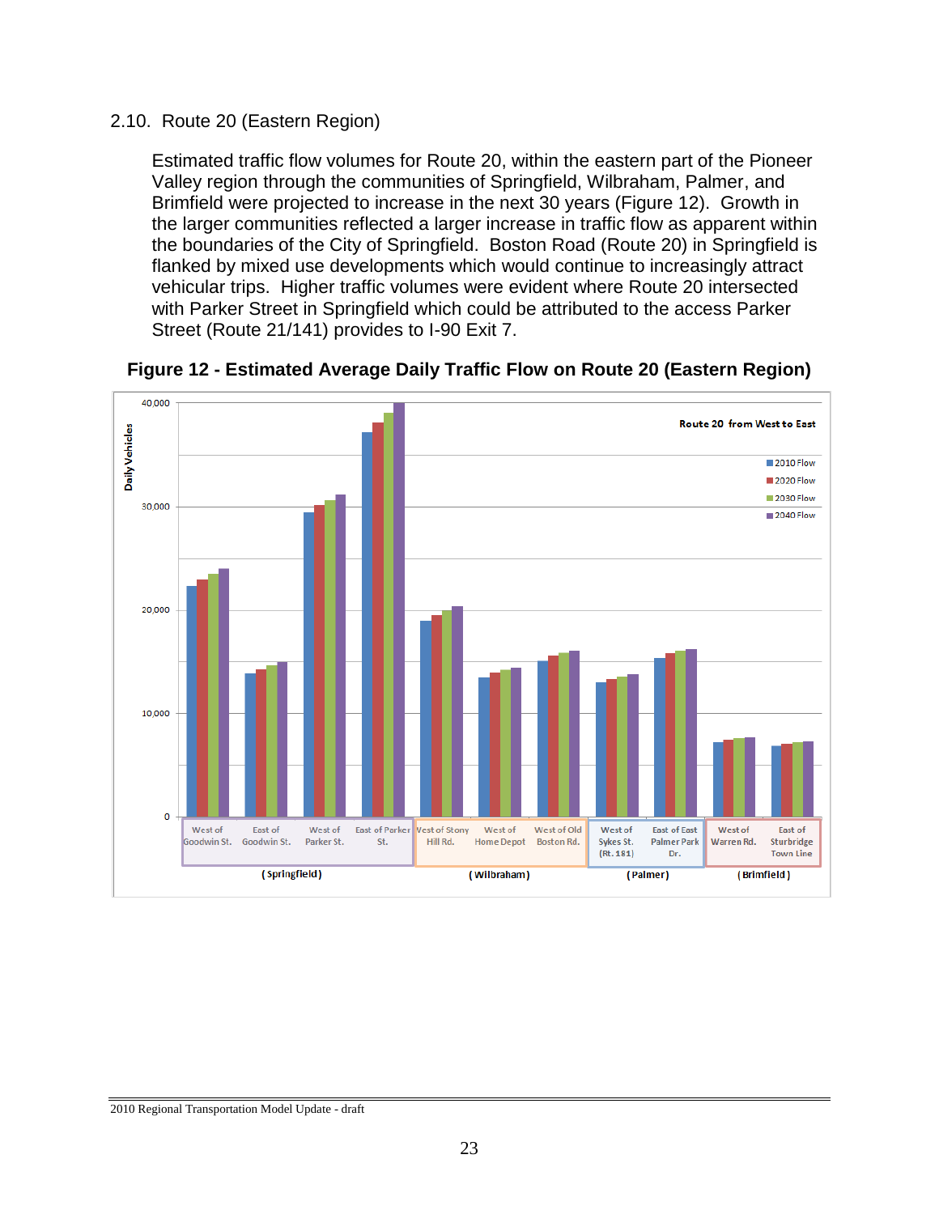## 2.10. Route 20 (Eastern Region)

Estimated traffic flow volumes for Route 20, within the eastern part of the Pioneer Valley region through the communities of Springfield, Wilbraham, Palmer, and Brimfield were projected to increase in the next 30 years (Figure 12). Growth in the larger communities reflected a larger increase in traffic flow as apparent within the boundaries of the City of Springfield. Boston Road (Route 20) in Springfield is flanked by mixed use developments which would continue to increasingly attract vehicular trips. Higher traffic volumes were evident where Route 20 intersected with Parker Street in Springfield which could be attributed to the access Parker Street (Route 21/141) provides to I-90 Exit 7.

**Figure 12 - Estimated Average Daily Traffic Flow on Route 20 (Eastern Region)**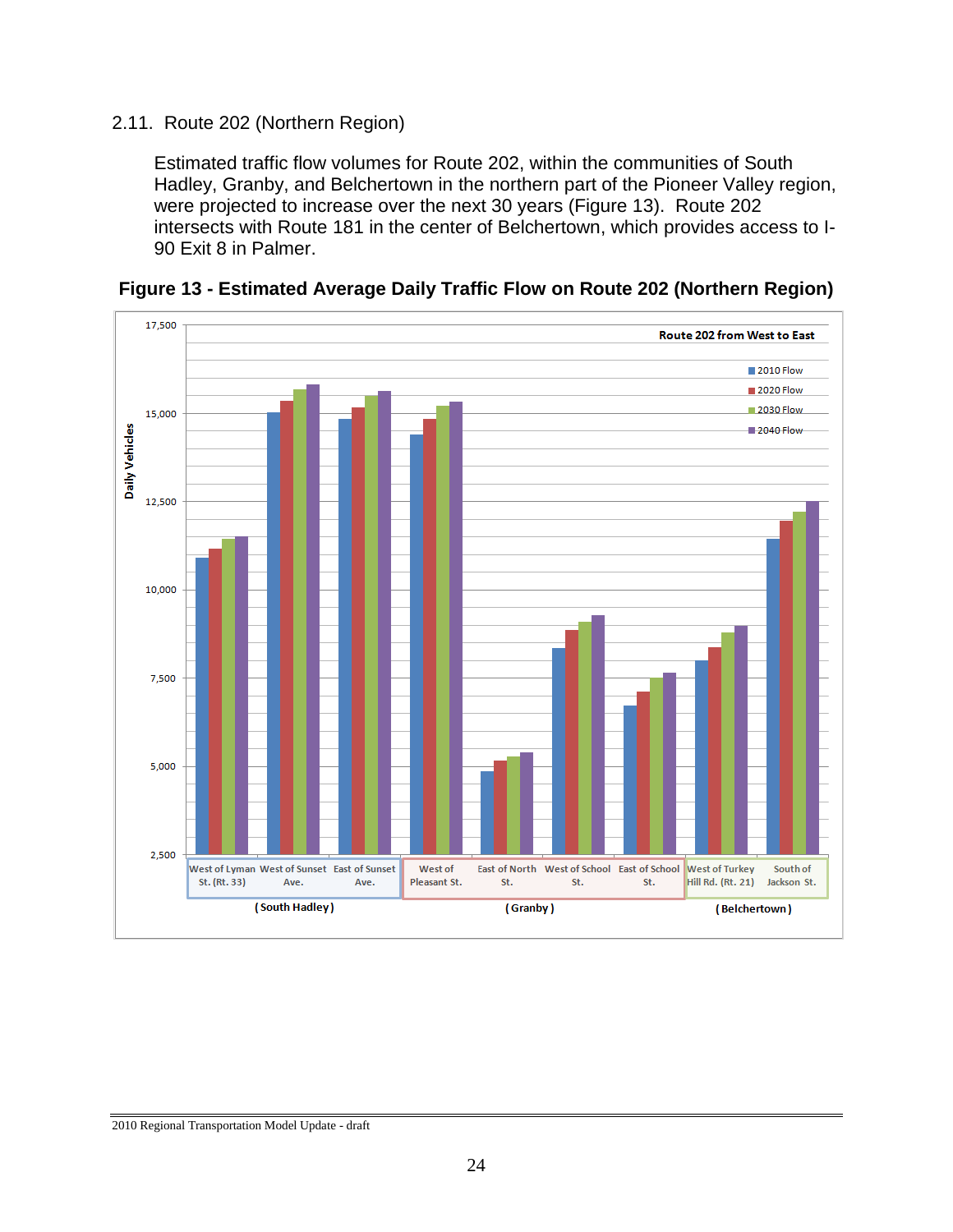## 2.11. Route 202 (Northern Region)

Estimated traffic flow volumes for Route 202, within the communities of South Hadley, Granby, and Belchertown in the northern part of the Pioneer Valley region, were projected to increase over the next 30 years (Figure 13). Route 202 intersects with Route 181 in the center of Belchertown, which provides access to I-90 Exit 8 in Palmer.

**Figure 13 - Estimated Average Daily Traffic Flow on Route 202 (Northern Region)**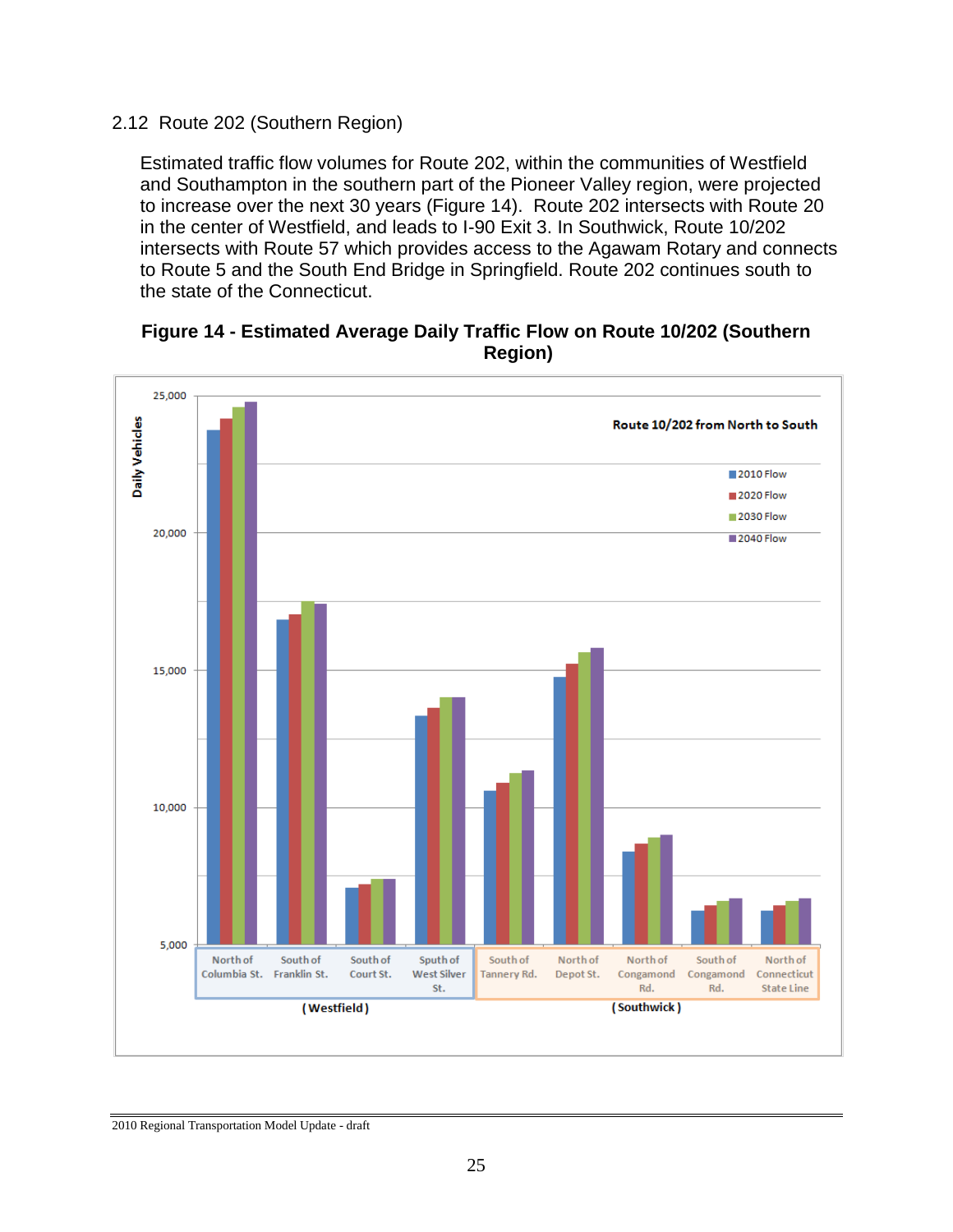## 2.12 Route 202 (Southern Region)

Estimated traffic flow volumes for Route 202, within the communities of Westfield and Southampton in the southern part of the Pioneer Valley region, were projected to increase over the next 30 years (Figure 14). Route 202 intersects with Route 20 in the center of Westfield, and leads to I-90 Exit 3. In Southwick, Route 10/202 intersects with Route 57 which provides access to the Agawam Rotary and connects to Route 5 and the South End Bridge in Springfield. Route 202 continues south to the state of the Connecticut.

**Figure 14 - Estimated Average Daily Traffic Flow on Route 10/202 (Southern Region)**

Route 10/202 from North to South

Daily Vehicles

25,000
20,000
15,000
10,000
5,000

2010 Flow
2020 Flow
2030 Flow
2040 Flow

North of Columbia St.
South of Franklin St.
South of Court St.
Sputh of West Silver St.
(Westfield)

South of Tannery Rd.
North of Depot St.
North of Congamond Rd.
South of Congamond Rd.
North of Connecticut State Line
(Southwick)